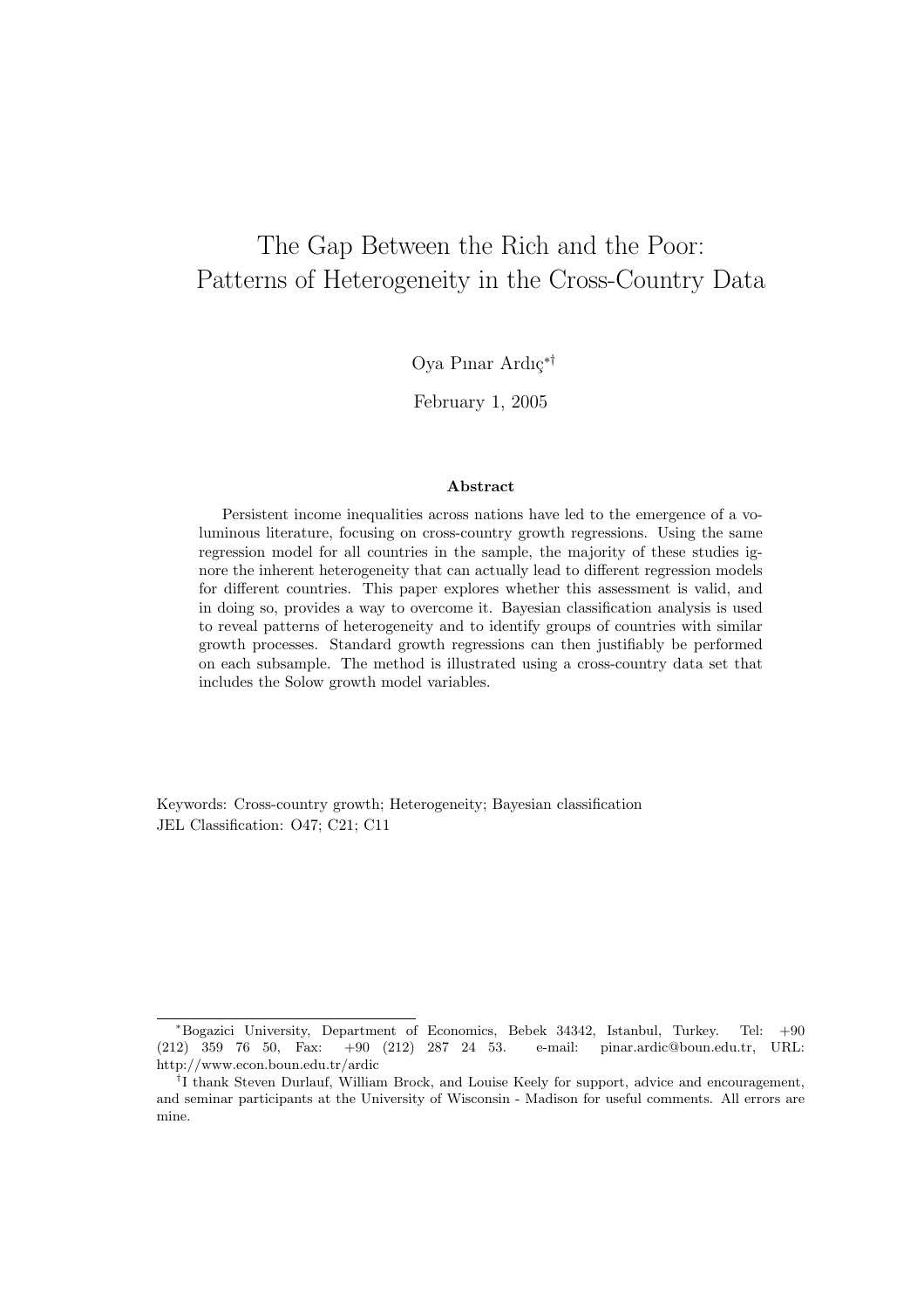# The Gap Between the Rich and the Poor: Patterns of Heterogeneity in the Cross-Country Data

Oya Pınar Ardıç[*][†]

February 1, 2005

**Abstract**

Persistent income inequalities across nations have led to the emergence of a voluminous literature, focusing on cross-country growth regressions. Using the same regression model for all countries in the sample, the majority of these studies ignore the inherent heterogeneity that can actually lead to different regression models for different countries. This paper explores whether this assessment is valid, and in doing so, provides a way to overcome it. Bayesian classification analysis is used to reveal patterns of heterogeneity and to identify groups of countries with similar growth processes. Standard growth regressions can then justifiably be performed on each subsample. The method is illustrated using a cross-country data set that includes the Solow growth model variables.

Keywords: Cross-country growth; Heterogeneity; Bayesian classification
JEL Classification: O47; C21; C11

---

[*] Bogazici University, Department of Economics, Bebek 34342, Istanbul, Turkey. Tel: +90 (212) 359 76 50, Fax: +90 (212) 287 24 53. e-mail: pinar.ardic@boun.edu.tr, URL: http://www.econ.boun.edu.tr/ardic

[†] I thank Steven Durlauf, William Brock, and Louise Keely for support, advice and encouragement, and seminar participants at the University of Wisconsin - Madison for useful comments. All errors are mine.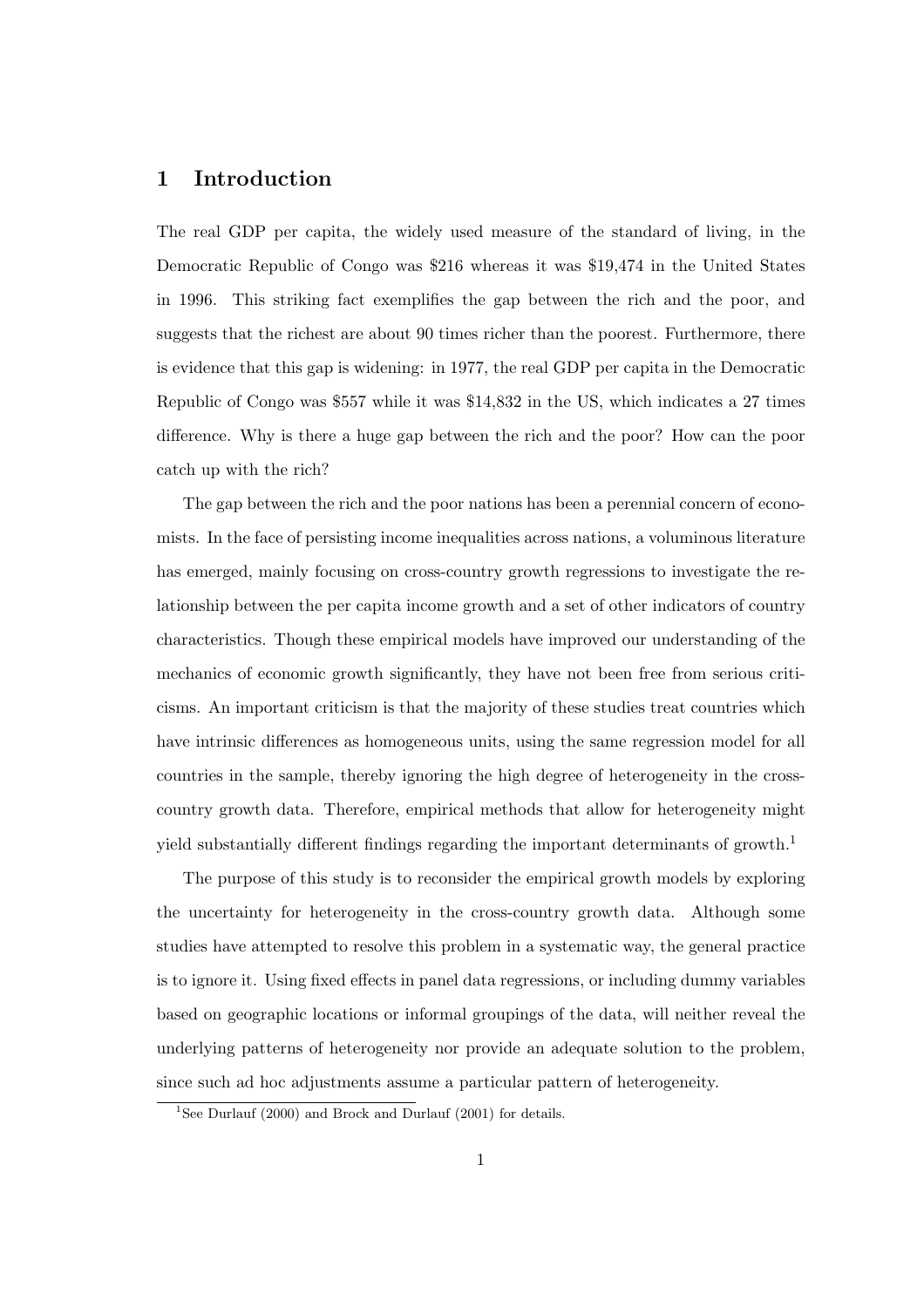# 1 Introduction

The real GDP per capita, the widely used measure of the standard of living, in the Democratic Republic of Congo was $216 whereas it was $19,474 in the United States in 1996. This striking fact exemplifies the gap between the rich and the poor, and suggests that the richest are about 90 times richer than the poorest. Furthermore, there is evidence that this gap is widening: in 1977, the real GDP per capita in the Democratic Republic of Congo was $557 while it was $14,832 in the US, which indicates a 27 times difference. Why is there a huge gap between the rich and the poor? How can the poor catch up with the rich?

The gap between the rich and the poor nations has been a perennial concern of economists. In the face of persisting income inequalities across nations, a voluminous literature has emerged, mainly focusing on cross-country growth regressions to investigate the relationship between the per capita income growth and a set of other indicators of country characteristics. Though these empirical models have improved our understanding of the mechanics of economic growth significantly, they have not been free from serious criticisms. An important criticism is that the majority of these studies treat countries which have intrinsic differences as homogeneous units, using the same regression model for all countries in the sample, thereby ignoring the high degree of heterogeneity in the cross-country growth data. Therefore, empirical methods that allow for heterogeneity might yield substantially different findings regarding the important determinants of growth.[1]

The purpose of this study is to reconsider the empirical growth models by exploring the uncertainty for heterogeneity in the cross-country growth data. Although some studies have attempted to resolve this problem in a systematic way, the general practice is to ignore it. Using fixed effects in panel data regressions, or including dummy variables based on geographic locations or informal groupings of the data, will neither reveal the underlying patterns of heterogeneity nor provide an adequate solution to the problem, since such ad hoc adjustments assume a particular pattern of heterogeneity.

[1] See Durlauf (2000) and Brock and Durlauf (2001) for details.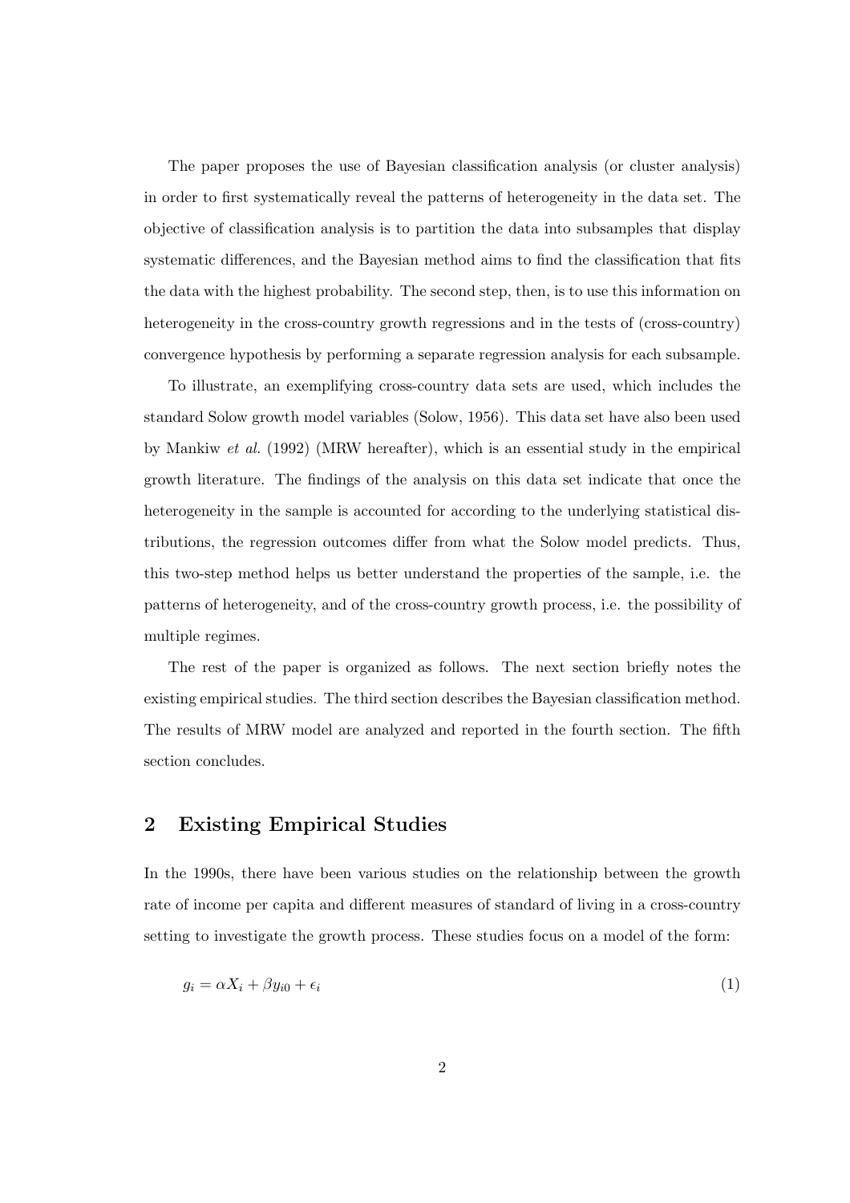The paper proposes the use of Bayesian classification analysis (or cluster analysis) in order to first systematically reveal the patterns of heterogeneity in the data set. The objective of classification analysis is to partition the data into subsamples that display systematic differences, and the Bayesian method aims to find the classification that fits the data with the highest probability. The second step, then, is to use this information on heterogeneity in the cross-country growth regressions and in the tests of (cross-country) convergence hypothesis by performing a separate regression analysis for each subsample.

To illustrate, an exemplifying cross-country data sets are used, which includes the standard Solow growth model variables (Solow, 1956). This data set have also been used by Mankiw *et al.* (1992) (MRW hereafter), which is an essential study in the empirical growth literature. The findings of the analysis on this data set indicate that once the heterogeneity in the sample is accounted for according to the underlying statistical distributions, the regression outcomes differ from what the Solow model predicts. Thus, this two-step method helps us better understand the properties of the sample, i.e. the patterns of heterogeneity, and of the cross-country growth process, i.e. the possibility of multiple regimes.

The rest of the paper is organized as follows. The next section briefly notes the existing empirical studies. The third section describes the Bayesian classification method. The results of MRW model are analyzed and reported in the fourth section. The fifth section concludes.

## 2 Existing Empirical Studies

In the 1990s, there have been various studies on the relationship between the growth rate of income per capita and different measures of standard of living in a cross-country setting to investigate the growth process. These studies focus on a model of the form:

$$g_i = \alpha X_i + \beta y_{i0} + \epsilon_i \tag{1}$$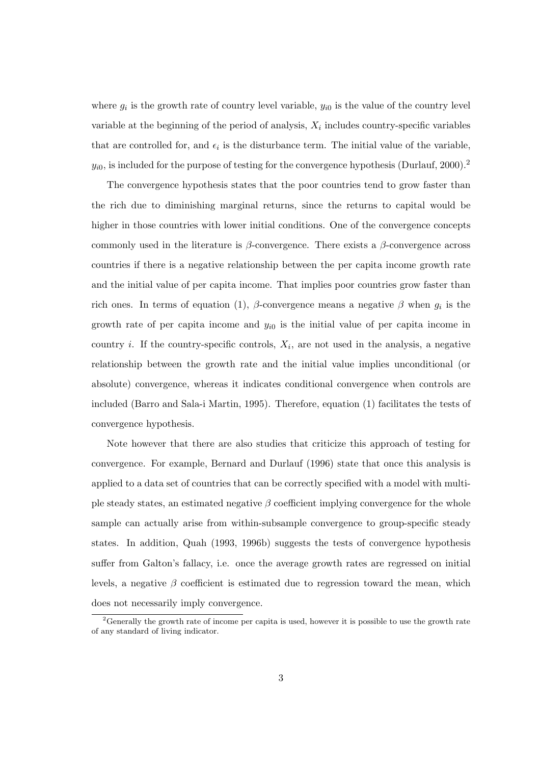where $g_i$ is the growth rate of country level variable, $y_{i0}$ is the value of the country level variable at the beginning of the period of analysis, $X_i$ includes country-specific variables that are controlled for, and $\epsilon_i$ is the disturbance term. The initial value of the variable, $y_{i0}$, is included for the purpose of testing for the convergence hypothesis (Durlauf, 2000).[2]

The convergence hypothesis states that the poor countries tend to grow faster than the rich due to diminishing marginal returns, since the returns to capital would be higher in those countries with lower initial conditions. One of the convergence concepts commonly used in the literature is $\beta$-convergence. There exists a $\beta$-convergence across countries if there is a negative relationship between the per capita income growth rate and the initial value of per capita income. That implies poor countries grow faster than rich ones. In terms of equation (1), $\beta$-convergence means a negative $\beta$ when $g_i$ is the growth rate of per capita income and $y_{i0}$ is the initial value of per capita income in country $i$. If the country-specific controls, $X_i$, are not used in the analysis, a negative relationship between the growth rate and the initial value implies unconditional (or absolute) convergence, whereas it indicates conditional convergence when controls are included (Barro and Sala-i Martin, 1995). Therefore, equation (1) facilitates the tests of convergence hypothesis.

Note however that there are also studies that criticize this approach of testing for convergence. For example, Bernard and Durlauf (1996) state that once this analysis is applied to a data set of countries that can be correctly specified with a model with multiple steady states, an estimated negative $\beta$ coefficient implying convergence for the whole sample can actually arise from within-subsample convergence to group-specific steady states. In addition, Quah (1993, 1996b) suggests the tests of convergence hypothesis suffer from Galton's fallacy, i.e. once the average growth rates are regressed on initial levels, a negative $\beta$ coefficient is estimated due to regression toward the mean, which does not necessarily imply convergence.

[2] Generally the growth rate of income per capita is used, however it is possible to use the growth rate of any standard of living indicator.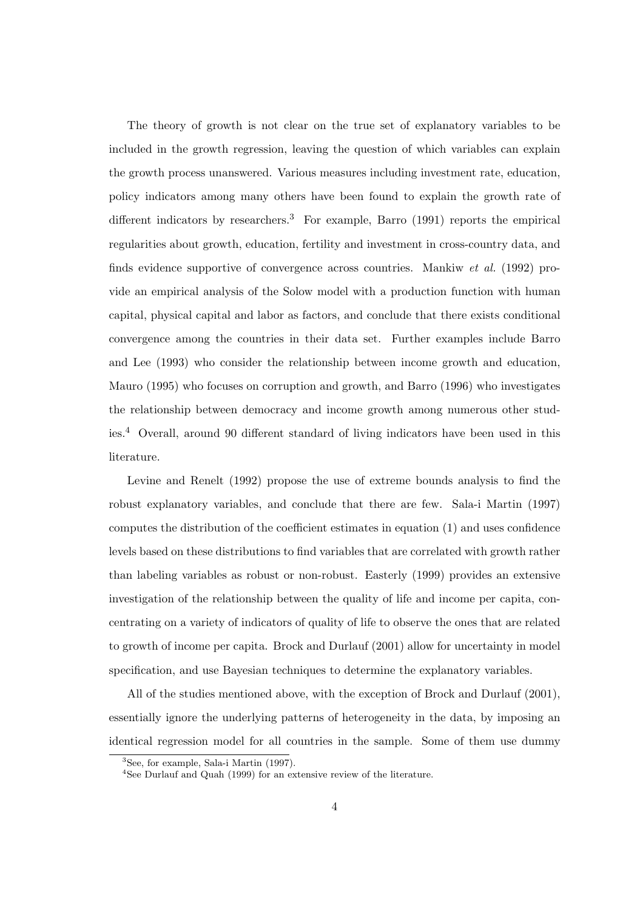The theory of growth is not clear on the true set of explanatory variables to be included in the growth regression, leaving the question of which variables can explain the growth process unanswered. Various measures including investment rate, education, policy indicators among many others have been found to explain the growth rate of different indicators by researchers.[3] For example, Barro (1991) reports the empirical regularities about growth, education, fertility and investment in cross-country data, and finds evidence supportive of convergence across countries. Mankiw *et al.* (1992) provide an empirical analysis of the Solow model with a production function with human capital, physical capital and labor as factors, and conclude that there exists conditional convergence among the countries in their data set. Further examples include Barro and Lee (1993) who consider the relationship between income growth and education, Mauro (1995) who focuses on corruption and growth, and Barro (1996) who investigates the relationship between democracy and income growth among numerous other studies.[4] Overall, around 90 different standard of living indicators have been used in this literature.

Levine and Renelt (1992) propose the use of extreme bounds analysis to find the robust explanatory variables, and conclude that there are few. Sala-i Martin (1997) computes the distribution of the coefficient estimates in equation (1) and uses confidence levels based on these distributions to find variables that are correlated with growth rather than labeling variables as robust or non-robust. Easterly (1999) provides an extensive investigation of the relationship between the quality of life and income per capita, concentrating on a variety of indicators of quality of life to observe the ones that are related to growth of income per capita. Brock and Durlauf (2001) allow for uncertainty in model specification, and use Bayesian techniques to determine the explanatory variables.

All of the studies mentioned above, with the exception of Brock and Durlauf (2001), essentially ignore the underlying patterns of heterogeneity in the data, by imposing an identical regression model for all countries in the sample. Some of them use dummy

[3] See, for example, Sala-i Martin (1997).

[4] See Durlauf and Quah (1999) for an extensive review of the literature.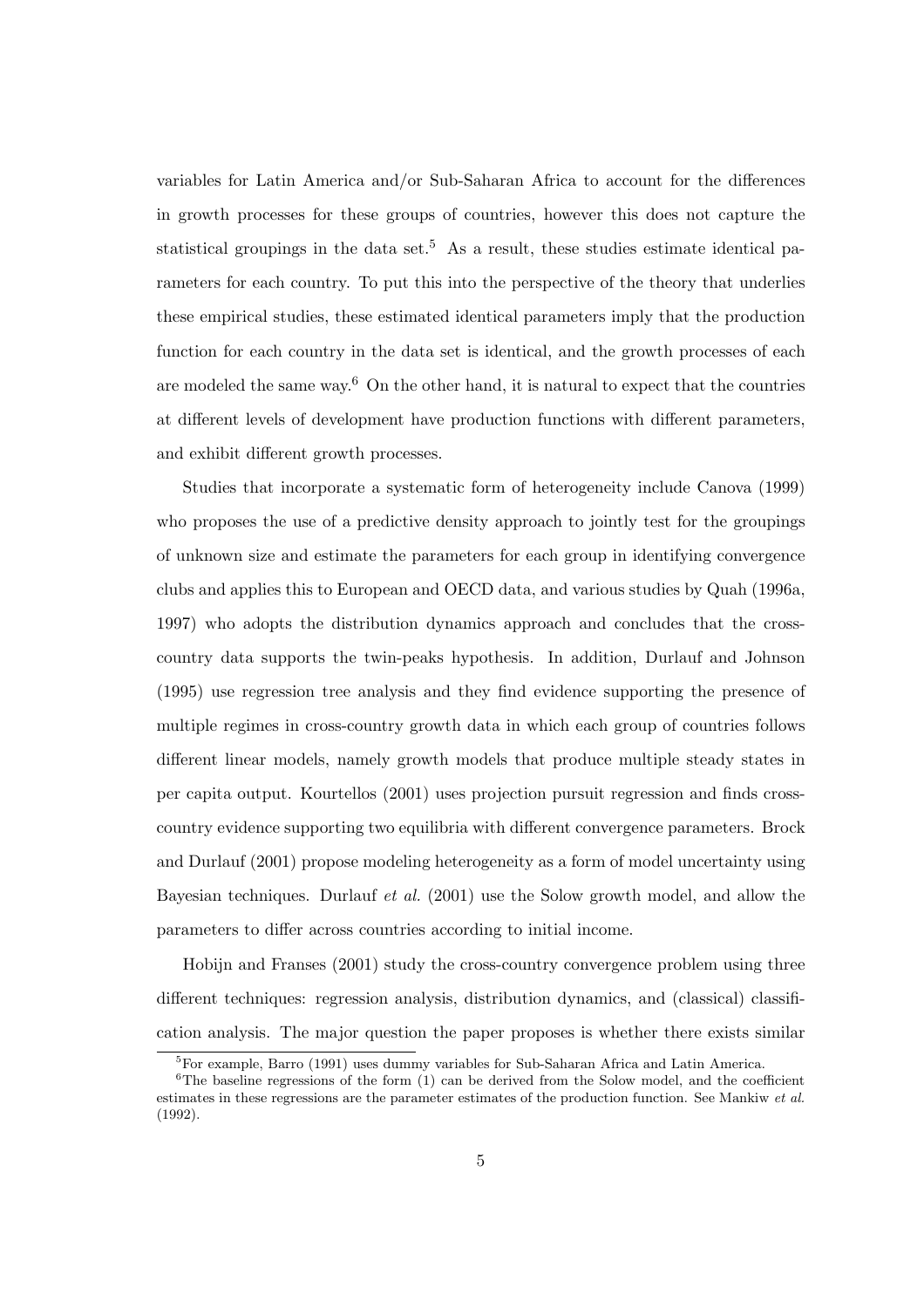variables for Latin America and/or Sub-Saharan Africa to account for the differences in growth processes for these groups of countries, however this does not capture the statistical groupings in the data set.[5] As a result, these studies estimate identical parameters for each country. To put this into the perspective of the theory that underlies these empirical studies, these estimated identical parameters imply that the production function for each country in the data set is identical, and the growth processes of each are modeled the same way.[6] On the other hand, it is natural to expect that the countries at different levels of development have production functions with different parameters, and exhibit different growth processes.

Studies that incorporate a systematic form of heterogeneity include Canova (1999) who proposes the use of a predictive density approach to jointly test for the groupings of unknown size and estimate the parameters for each group in identifying convergence clubs and applies this to European and OECD data, and various studies by Quah (1996a, 1997) who adopts the distribution dynamics approach and concludes that the cross-country data supports the twin-peaks hypothesis. In addition, Durlauf and Johnson (1995) use regression tree analysis and they find evidence supporting the presence of multiple regimes in cross-country growth data in which each group of countries follows different linear models, namely growth models that produce multiple steady states in per capita output. Kourtellos (2001) uses projection pursuit regression and finds cross-country evidence supporting two equilibria with different convergence parameters. Brock and Durlauf (2001) propose modeling heterogeneity as a form of model uncertainty using Bayesian techniques. Durlauf *et al.* (2001) use the Solow growth model, and allow the parameters to differ across countries according to initial income.

Hobijn and Franses (2001) study the cross-country convergence problem using three different techniques: regression analysis, distribution dynamics, and (classical) classification analysis. The major question the paper proposes is whether there exists similar

[5] For example, Barro (1991) uses dummy variables for Sub-Saharan Africa and Latin America.

[6] The baseline regressions of the form (1) can be derived from the Solow model, and the coefficient estimates in these regressions are the parameter estimates of the production function. See Mankiw *et al.* (1992).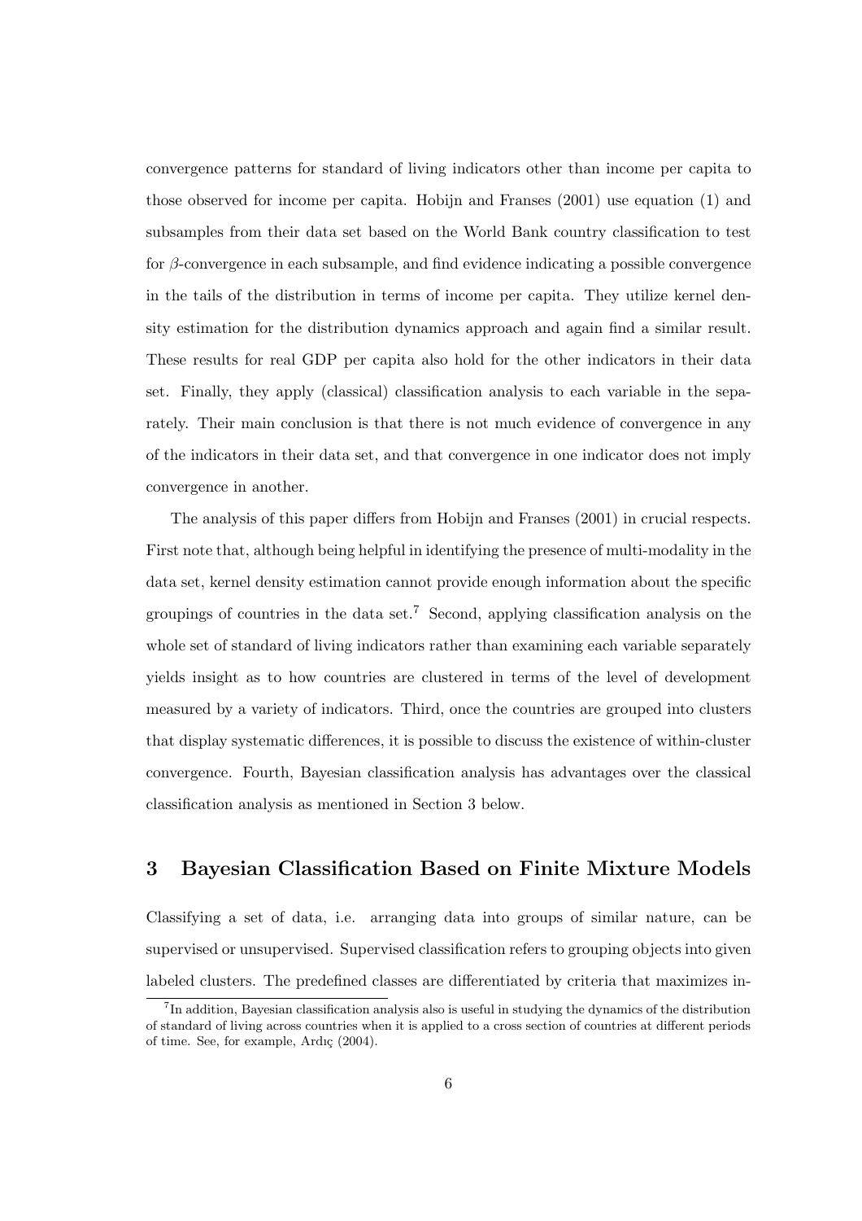convergence patterns for standard of living indicators other than income per capita to those observed for income per capita. Hobijn and Franses (2001) use equation (1) and subsamples from their data set based on the World Bank country classification to test for $\beta$-convergence in each subsample, and find evidence indicating a possible convergence in the tails of the distribution in terms of income per capita. They utilize kernel density estimation for the distribution dynamics approach and again find a similar result. These results for real GDP per capita also hold for the other indicators in their data set. Finally, they apply (classical) classification analysis to each variable in the separately. Their main conclusion is that there is not much evidence of convergence in any of the indicators in their data set, and that convergence in one indicator does not imply convergence in another.

The analysis of this paper differs from Hobijn and Franses (2001) in crucial respects. First note that, although being helpful in identifying the presence of multi-modality in the data set, kernel density estimation cannot provide enough information about the specific groupings of countries in the data set.[7] Second, applying classification analysis on the whole set of standard of living indicators rather than examining each variable separately yields insight as to how countries are clustered in terms of the level of development measured by a variety of indicators. Third, once the countries are grouped into clusters that display systematic differences, it is possible to discuss the existence of within-cluster convergence. Fourth, Bayesian classification analysis has advantages over the classical classification analysis as mentioned in Section 3 below.

## 3 Bayesian Classification Based on Finite Mixture Models

Classifying a set of data, i.e. arranging data into groups of similar nature, can be supervised or unsupervised. Supervised classification refers to grouping objects into given labeled clusters. The predefined classes are differentiated by criteria that maximizes in-

[7] In addition, Bayesian classification analysis also is useful in studying the dynamics of the distribution of standard of living across countries when it is applied to a cross section of countries at different periods of time. See, for example, Ardıç (2004).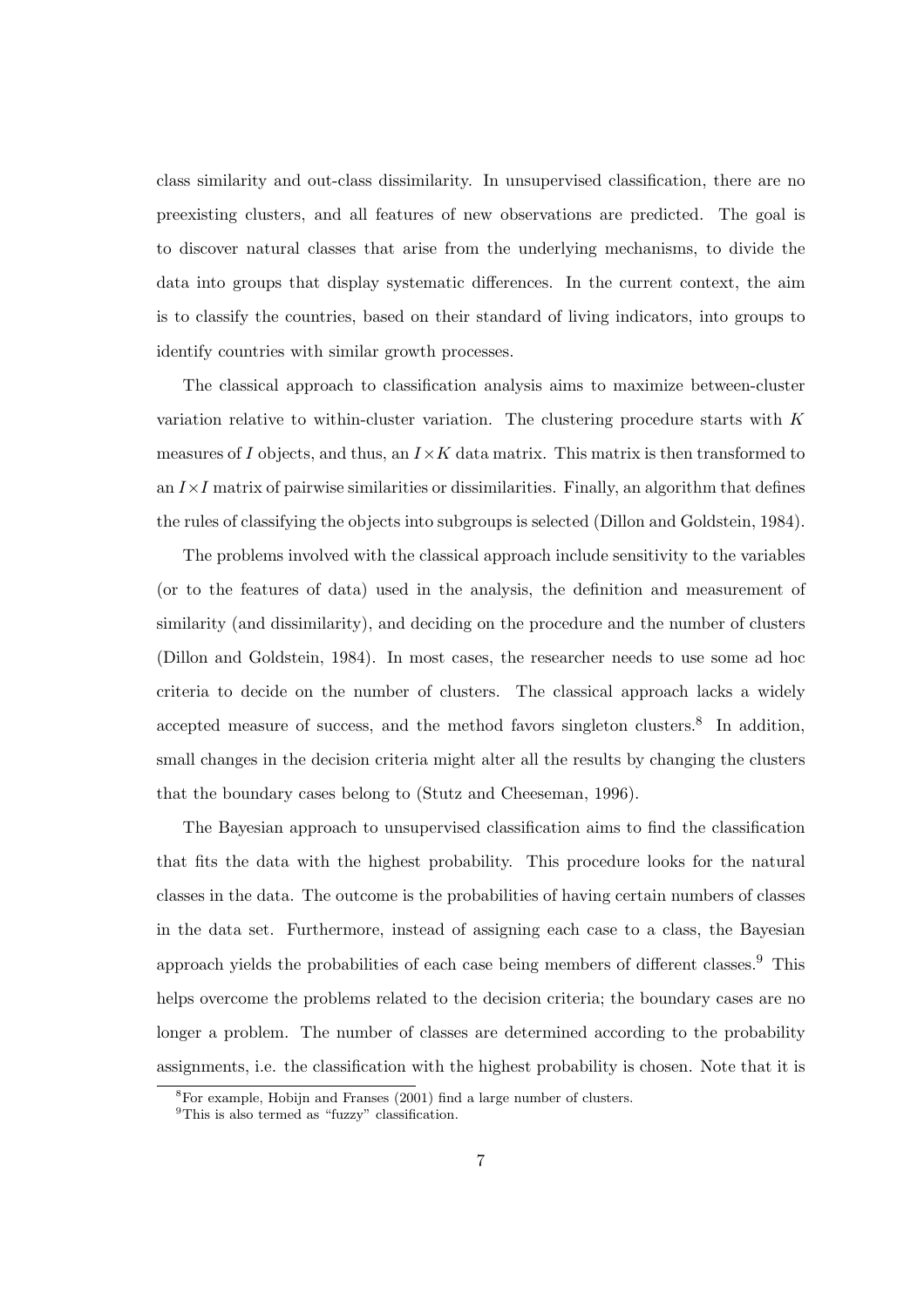class similarity and out-class dissimilarity. In unsupervised classification, there are no preexisting clusters, and all features of new observations are predicted. The goal is to discover natural classes that arise from the underlying mechanisms, to divide the data into groups that display systematic differences. In the current context, the aim is to classify the countries, based on their standard of living indicators, into groups to identify countries with similar growth processes.

The classical approach to classification analysis aims to maximize between-cluster variation relative to within-cluster variation. The clustering procedure starts with $K$ measures of $I$ objects, and thus, an $I \times K$ data matrix. This matrix is then transformed to an $I \times I$ matrix of pairwise similarities or dissimilarities. Finally, an algorithm that defines the rules of classifying the objects into subgroups is selected (Dillon and Goldstein, 1984).

The problems involved with the classical approach include sensitivity to the variables (or to the features of data) used in the analysis, the definition and measurement of similarity (and dissimilarity), and deciding on the procedure and the number of clusters (Dillon and Goldstein, 1984). In most cases, the researcher needs to use some ad hoc criteria to decide on the number of clusters. The classical approach lacks a widely accepted measure of success, and the method favors singleton clusters.[8] In addition, small changes in the decision criteria might alter all the results by changing the clusters that the boundary cases belong to (Stutz and Cheeseman, 1996).

The Bayesian approach to unsupervised classification aims to find the classification that fits the data with the highest probability. This procedure looks for the natural classes in the data. The outcome is the probabilities of having certain numbers of classes in the data set. Furthermore, instead of assigning each case to a class, the Bayesian approach yields the probabilities of each case being members of different classes.[9] This helps overcome the problems related to the decision criteria; the boundary cases are no longer a problem. The number of classes are determined according to the probability assignments, i.e. the classification with the highest probability is chosen. Note that it is

[8] For example, Hobijn and Franses (2001) find a large number of clusters.

[9] This is also termed as "fuzzy" classification.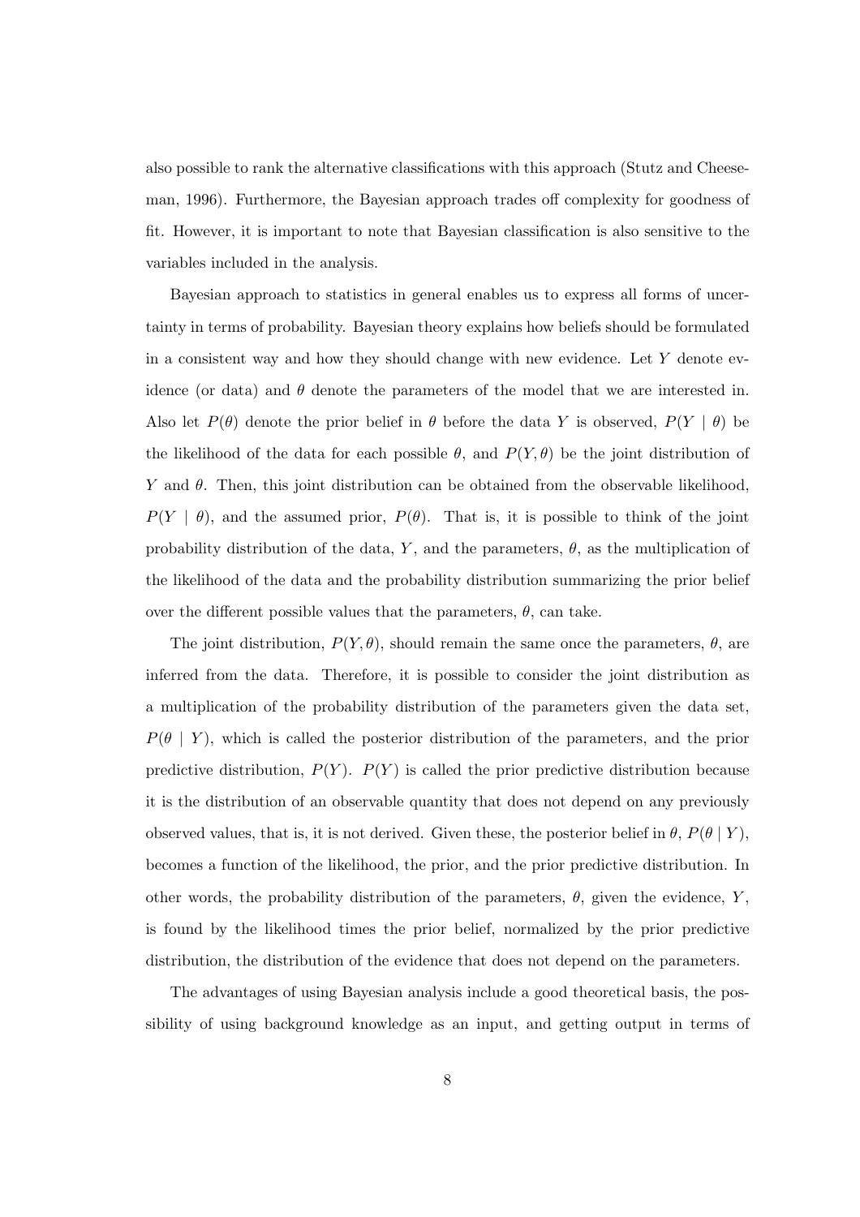also possible to rank the alternative classifications with this approach (Stutz and Cheeseman, 1996). Furthermore, the Bayesian approach trades off complexity for goodness of fit. However, it is important to note that Bayesian classification is also sensitive to the variables included in the analysis.

Bayesian approach to statistics in general enables us to express all forms of uncertainty in terms of probability. Bayesian theory explains how beliefs should be formulated in a consistent way and how they should change with new evidence. Let $Y$ denote evidence (or data) and $\theta$ denote the parameters of the model that we are interested in. Also let $P(\theta)$ denote the prior belief in $\theta$ before the data $Y$ is observed, $P(Y \mid \theta)$ be the likelihood of the data for each possible $\theta$, and $P(Y, \theta)$ be the joint distribution of $Y$ and $\theta$. Then, this joint distribution can be obtained from the observable likelihood, $P(Y \mid \theta)$, and the assumed prior, $P(\theta)$. That is, it is possible to think of the joint probability distribution of the data, $Y$, and the parameters, $\theta$, as the multiplication of the likelihood of the data and the probability distribution summarizing the prior belief over the different possible values that the parameters, $\theta$, can take.

The joint distribution, $P(Y, \theta)$, should remain the same once the parameters, $\theta$, are inferred from the data. Therefore, it is possible to consider the joint distribution as a multiplication of the probability distribution of the parameters given the data set, $P(\theta \mid Y)$, which is called the posterior distribution of the parameters, and the prior predictive distribution, $P(Y)$. $P(Y)$ is called the prior predictive distribution because it is the distribution of an observable quantity that does not depend on any previously observed values, that is, it is not derived. Given these, the posterior belief in $\theta$, $P(\theta \mid Y)$, becomes a function of the likelihood, the prior, and the prior predictive distribution. In other words, the probability distribution of the parameters, $\theta$, given the evidence, $Y$, is found by the likelihood times the prior belief, normalized by the prior predictive distribution, the distribution of the evidence that does not depend on the parameters.

The advantages of using Bayesian analysis include a good theoretical basis, the possibility of using background knowledge as an input, and getting output in terms of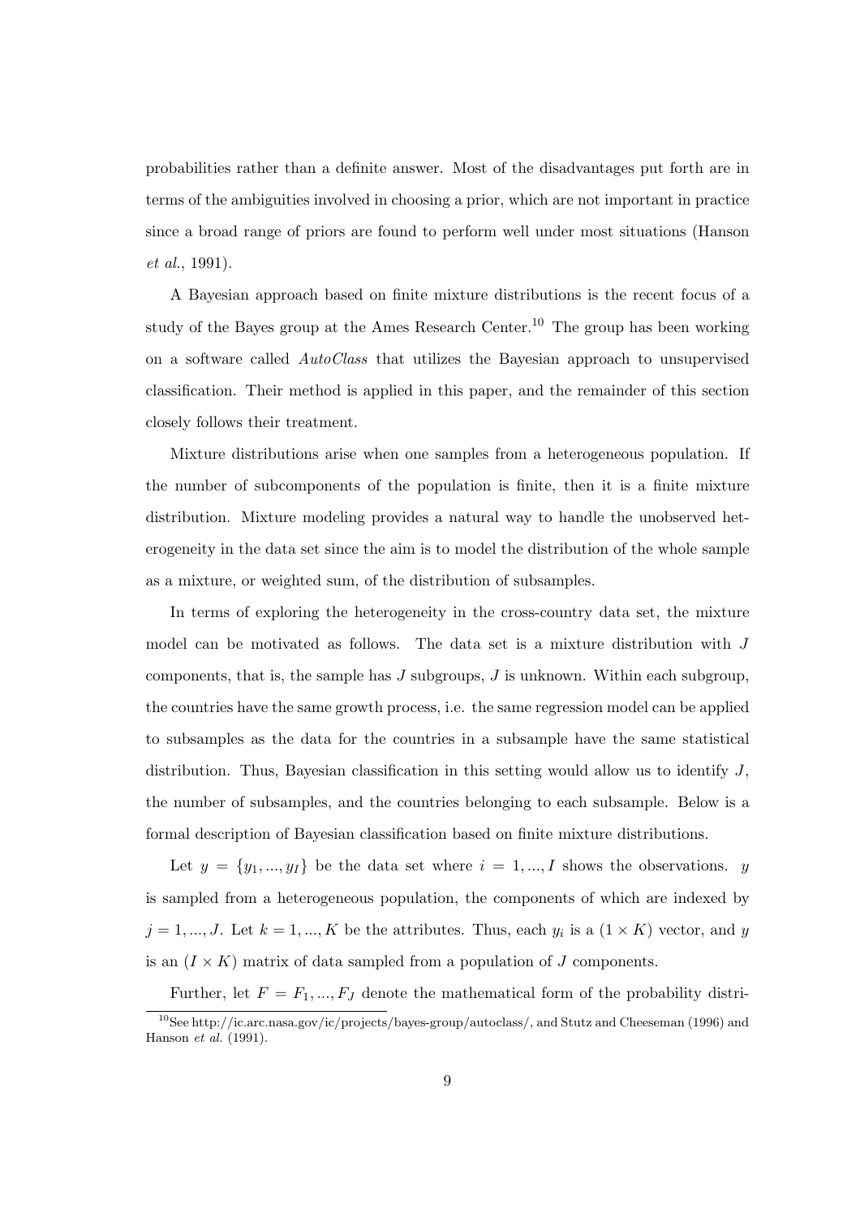probabilities rather than a definite answer. Most of the disadvantages put forth are in terms of the ambiguities involved in choosing a prior, which are not important in practice since a broad range of priors are found to perform well under most situations (Hanson *et al.*, 1991).

A Bayesian approach based on finite mixture distributions is the recent focus of a study of the Bayes group at the Ames Research Center.[10] The group has been working on a software called *AutoClass* that utilizes the Bayesian approach to unsupervised classification. Their method is applied in this paper, and the remainder of this section closely follows their treatment.

Mixture distributions arise when one samples from a heterogeneous population. If the number of subcomponents of the population is finite, then it is a finite mixture distribution. Mixture modeling provides a natural way to handle the unobserved heterogeneity in the data set since the aim is to model the distribution of the whole sample as a mixture, or weighted sum, of the distribution of subsamples.

In terms of exploring the heterogeneity in the cross-country data set, the mixture model can be motivated as follows. The data set is a mixture distribution with $J$ components, that is, the sample has $J$ subgroups, $J$ is unknown. Within each subgroup, the countries have the same growth process, i.e. the same regression model can be applied to subsamples as the data for the countries in a subsample have the same statistical distribution. Thus, Bayesian classification in this setting would allow us to identify $J$, the number of subsamples, and the countries belonging to each subsample. Below is a formal description of Bayesian classification based on finite mixture distributions.

Let $y = \{y_1, ..., y_I\}$ be the data set where $i = 1, ..., I$ shows the observations. $y$ is sampled from a heterogeneous population, the components of which are indexed by $j = 1, ..., J$. Let $k = 1, ..., K$ be the attributes. Thus, each $y_i$ is a $(1 \times K)$ vector, and $y$ is an $(I \times K)$ matrix of data sampled from a population of $J$ components.

Further, let $F = F_1, ..., F_J$ denote the mathematical form of the probability distri-

[10] See http://ic.arc.nasa.gov/ic/projects/bayes-group/autoclass/, and Stutz and Cheeseman (1996) and Hanson *et al.* (1991).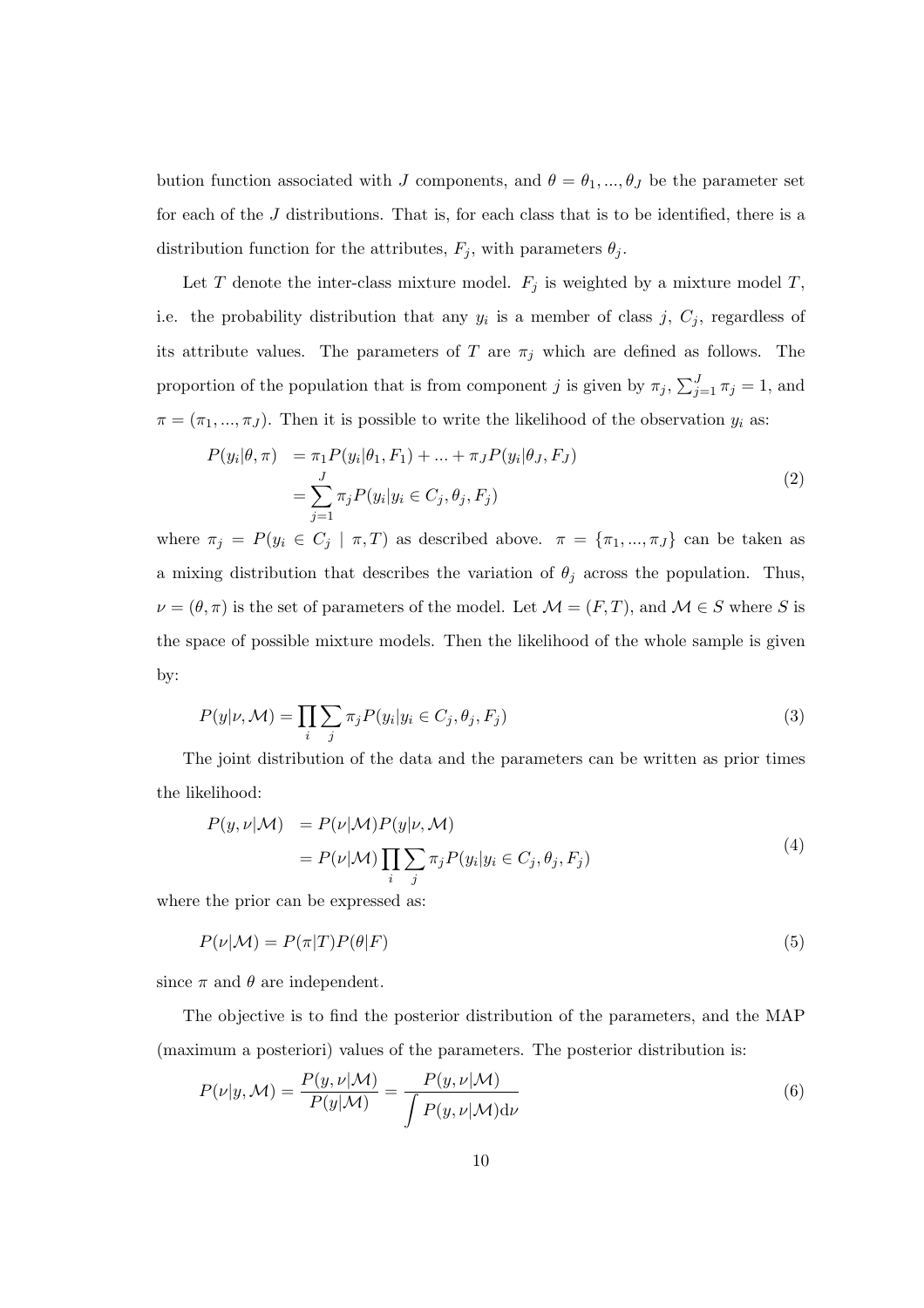bution function associated with $J$ components, and $\theta = \theta_1, ..., \theta_J$ be the parameter set for each of the $J$ distributions. That is, for each class that is to be identified, there is a distribution function for the attributes, $F_j$, with parameters $\theta_j$.

Let $T$ denote the inter-class mixture model. $F_j$ is weighted by a mixture model $T$, i.e. the probability distribution that any $y_i$ is a member of class $j$, $C_j$, regardless of its attribute values. The parameters of $T$ are $\pi_j$ which are defined as follows. The proportion of the population that is from component $j$ is given by $\pi_j$, $\sum_{j=1}^{J} \pi_j = 1$, and $\pi = (\pi_1, ..., \pi_J)$. Then it is possible to write the likelihood of the observation $y_i$ as:

$$
\begin{aligned}
P(y_i|\theta, \pi) &= \pi_1 P(y_i|\theta_1, F_1) + ... + \pi_J P(y_i|\theta_J, F_J) \\
&= \sum_{j=1}^{J} \pi_j P(y_i|y_i \in C_j, \theta_j, F_j)
\end{aligned} \tag{2}
$$

where $\pi_j = P(y_i \in C_j \mid \pi, T)$ as described above. $\pi = \{\pi_1, ..., \pi_J\}$ can be taken as a mixing distribution that describes the variation of $\theta_j$ across the population. Thus, $\nu = (\theta, \pi)$ is the set of parameters of the model. Let $\mathcal{M} = (F, T)$, and $\mathcal{M} \in S$ where $S$ is the space of possible mixture models. Then the likelihood of the whole sample is given by:

$$
P(y|\nu, \mathcal{M}) = \prod_i \sum_j \pi_j P(y_i|y_i \in C_j, \theta_j, F_j) \tag{3}
$$

The joint distribution of the data and the parameters can be written as prior times the likelihood:

$$
\begin{aligned}
P(y, \nu|\mathcal{M}) &= P(\nu|\mathcal{M}) P(y|\nu, \mathcal{M}) \\
&= P(\nu|\mathcal{M}) \prod_i \sum_j \pi_j P(y_i|y_i \in C_j, \theta_j, F_j)
\end{aligned} \tag{4}
$$

where the prior can be expressed as:

$$
P(\nu|\mathcal{M}) = P(\pi|T) P(\theta|F) \tag{5}
$$

since $\pi$ and $\theta$ are independent.

The objective is to find the posterior distribution of the parameters, and the MAP (maximum a posteriori) values of the parameters. The posterior distribution is:

$$
P(\nu|y, \mathcal{M}) = \frac{P(y, \nu|\mathcal{M})}{P(y|\mathcal{M})} = \frac{P(y, \nu|\mathcal{M})}{\int P(y, \nu|\mathcal{M}) \mathrm{d}\nu} \tag{6}
$$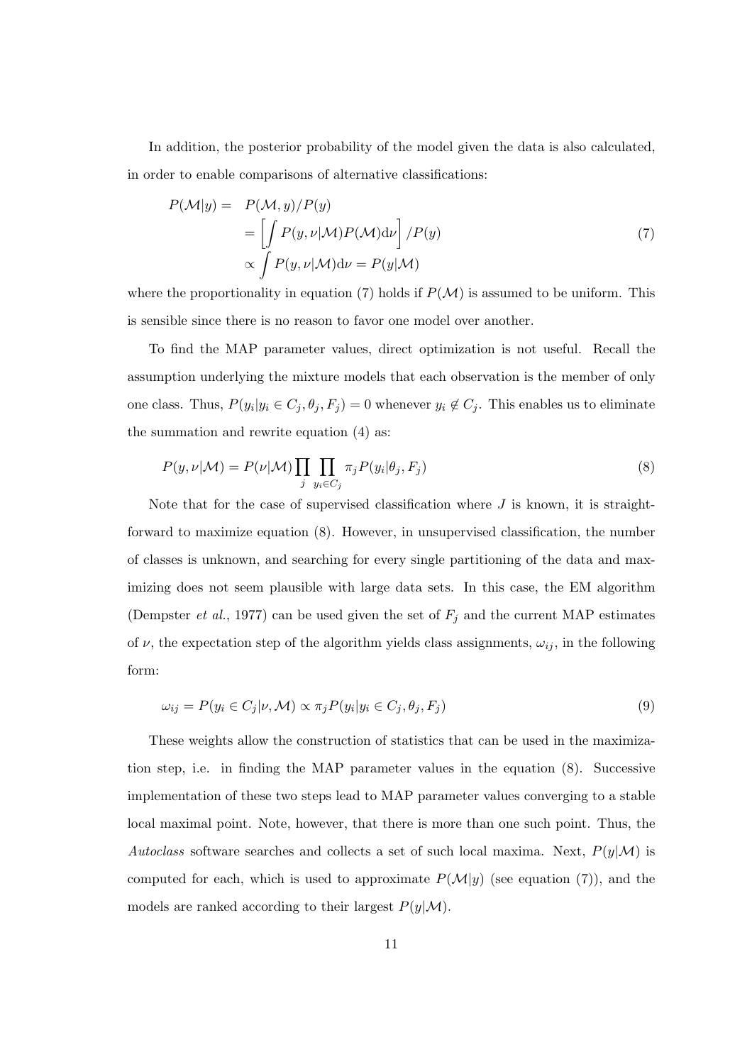In addition, the posterior probability of the model given the data is also calculated, in order to enable comparisons of alternative classifications:

$$
\begin{aligned}
P(\mathcal{M}|y) = \quad & P(\mathcal{M}, y)/P(y) \\
& = \left[ \int P(y, \nu|\mathcal{M}) P(\mathcal{M}) \mathrm{d}\nu \right] / P(y) \\
& \propto \int P(y, \nu|\mathcal{M}) \mathrm{d}\nu = P(y|\mathcal{M})
\end{aligned}
\tag{7}
$$

where the proportionality in equation (7) holds if $P(\mathcal{M})$ is assumed to be uniform. This is sensible since there is no reason to favor one model over another.

To find the MAP parameter values, direct optimization is not useful. Recall the assumption underlying the mixture models that each observation is the member of only one class. Thus, $P(y_i|y_i \in C_j, \theta_j, F_j) = 0$ whenever $y_i \notin C_j$. This enables us to eliminate the summation and rewrite equation (4) as:

$$
P(y, \nu|\mathcal{M}) = P(\nu|\mathcal{M}) \prod_j \prod_{y_i \in C_j} \pi_j P(y_i|\theta_j, F_j) \tag{8}
$$

Note that for the case of supervised classification where $J$ is known, it is straightforward to maximize equation (8). However, in unsupervised classification, the number of classes is unknown, and searching for every single partitioning of the data and maximizing does not seem plausible with large data sets. In this case, the EM algorithm (Dempster *et al.*, 1977) can be used given the set of $F_j$ and the current MAP estimates of $\nu$, the expectation step of the algorithm yields class assignments, $\omega_{ij}$, in the following form:

$$
\omega_{ij} = P(y_i \in C_j|\nu, \mathcal{M}) \propto \pi_j P(y_i|y_i \in C_j, \theta_j, F_j) \tag{9}
$$

These weights allow the construction of statistics that can be used in the maximization step, i.e. in finding the MAP parameter values in the equation (8). Successive implementation of these two steps lead to MAP parameter values converging to a stable local maximal point. Note, however, that there is more than one such point. Thus, the *Autoclass* software searches and collects a set of such local maxima. Next, $P(y|\mathcal{M})$ is computed for each, which is used to approximate $P(\mathcal{M}|y)$ (see equation (7)), and the models are ranked according to their largest $P(y|\mathcal{M})$.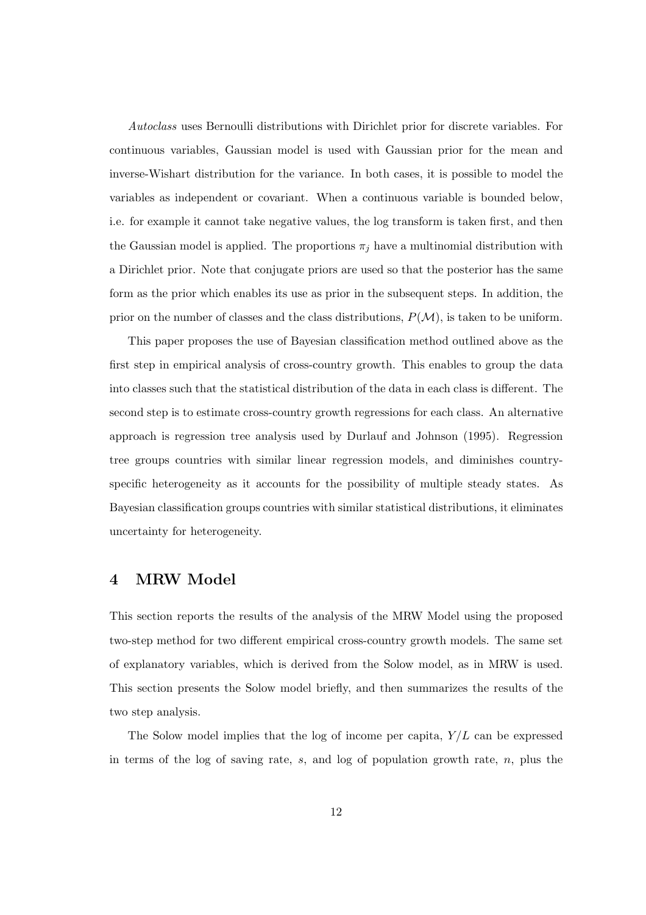*Autoclass* uses Bernoulli distributions with Dirichlet prior for discrete variables. For continuous variables, Gaussian model is used with Gaussian prior for the mean and inverse-Wishart distribution for the variance. In both cases, it is possible to model the variables as independent or covariant. When a continuous variable is bounded below, i.e. for example it cannot take negative values, the log transform is taken first, and then the Gaussian model is applied. The proportions $\pi_j$ have a multinomial distribution with a Dirichlet prior. Note that conjugate priors are used so that the posterior has the same form as the prior which enables its use as prior in the subsequent steps. In addition, the prior on the number of classes and the class distributions, $P(\mathcal{M})$, is taken to be uniform.

This paper proposes the use of Bayesian classification method outlined above as the first step in empirical analysis of cross-country growth. This enables to group the data into classes such that the statistical distribution of the data in each class is different. The second step is to estimate cross-country growth regressions for each class. An alternative approach is regression tree analysis used by Durlauf and Johnson (1995). Regression tree groups countries with similar linear regression models, and diminishes country-specific heterogeneity as it accounts for the possibility of multiple steady states. As Bayesian classification groups countries with similar statistical distributions, it eliminates uncertainty for heterogeneity.

## 4 MRW Model

This section reports the results of the analysis of the MRW Model using the proposed two-step method for two different empirical cross-country growth models. The same set of explanatory variables, which is derived from the Solow model, as in MRW is used. This section presents the Solow model briefly, and then summarizes the results of the two step analysis.

The Solow model implies that the log of income per capita, $Y/L$ can be expressed in terms of the log of saving rate, $s$, and log of population growth rate, $n$, plus the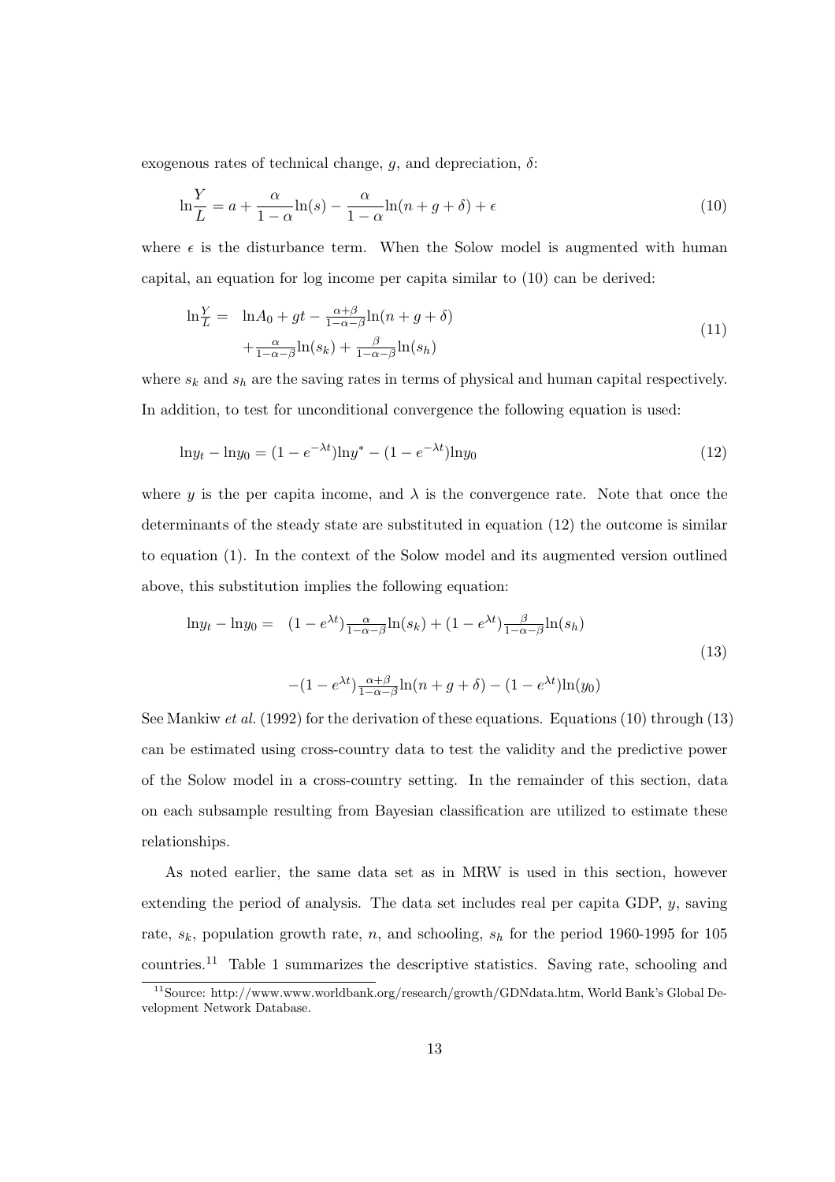exogenous rates of technical change, $g$, and depreciation, $\delta$:

$$\ln\frac{Y}{L} = a + \frac{\alpha}{1-\alpha}\ln(s) - \frac{\alpha}{1-\alpha}\ln(n+g+\delta) + \epsilon \tag{10}$$

where $\epsilon$ is the disturbance term. When the Solow model is augmented with human capital, an equation for log income per capita similar to (10) can be derived:

$$\begin{aligned}\ln\tfrac{Y}{L} = \;& \ln A_0 + gt - \tfrac{\alpha+\beta}{1-\alpha-\beta}\ln(n+g+\delta) \\ & + \tfrac{\alpha}{1-\alpha-\beta}\ln(s_k) + \tfrac{\beta}{1-\alpha-\beta}\ln(s_h)\end{aligned} \tag{11}$$

where $s_k$ and $s_h$ are the saving rates in terms of physical and human capital respectively. In addition, to test for unconditional convergence the following equation is used:

$$\ln y_t - \ln y_0 = (1-e^{-\lambda t})\ln y^* - (1-e^{-\lambda t})\ln y_0 \tag{12}$$

where $y$ is the per capita income, and $\lambda$ is the convergence rate. Note that once the determinants of the steady state are substituted in equation (12) the outcome is similar to equation (1). In the context of the Solow model and its augmented version outlined above, this substitution implies the following equation:

$$\begin{aligned}\ln y_t - \ln y_0 = \;& (1-e^{\lambda t})\tfrac{\alpha}{1-\alpha-\beta}\ln(s_k) + (1-e^{\lambda t})\tfrac{\beta}{1-\alpha-\beta}\ln(s_h) \\ & -(1-e^{\lambda t})\tfrac{\alpha+\beta}{1-\alpha-\beta}\ln(n+g+\delta) - (1-e^{\lambda t})\ln(y_0)\end{aligned} \tag{13}$$

See Mankiw *et al.* (1992) for the derivation of these equations. Equations (10) through (13) can be estimated using cross-country data to test the validity and the predictive power of the Solow model in a cross-country setting. In the remainder of this section, data on each subsample resulting from Bayesian classification are utilized to estimate these relationships.

As noted earlier, the same data set as in MRW is used in this section, however extending the period of analysis. The data set includes real per capita GDP, $y$, saving rate, $s_k$, population growth rate, $n$, and schooling, $s_h$ for the period 1960-1995 for 105 countries.[11] Table 1 summarizes the descriptive statistics. Saving rate, schooling and

[11] Source: http://www.www.worldbank.org/research/growth/GDNdata.htm, World Bank's Global Development Network Database.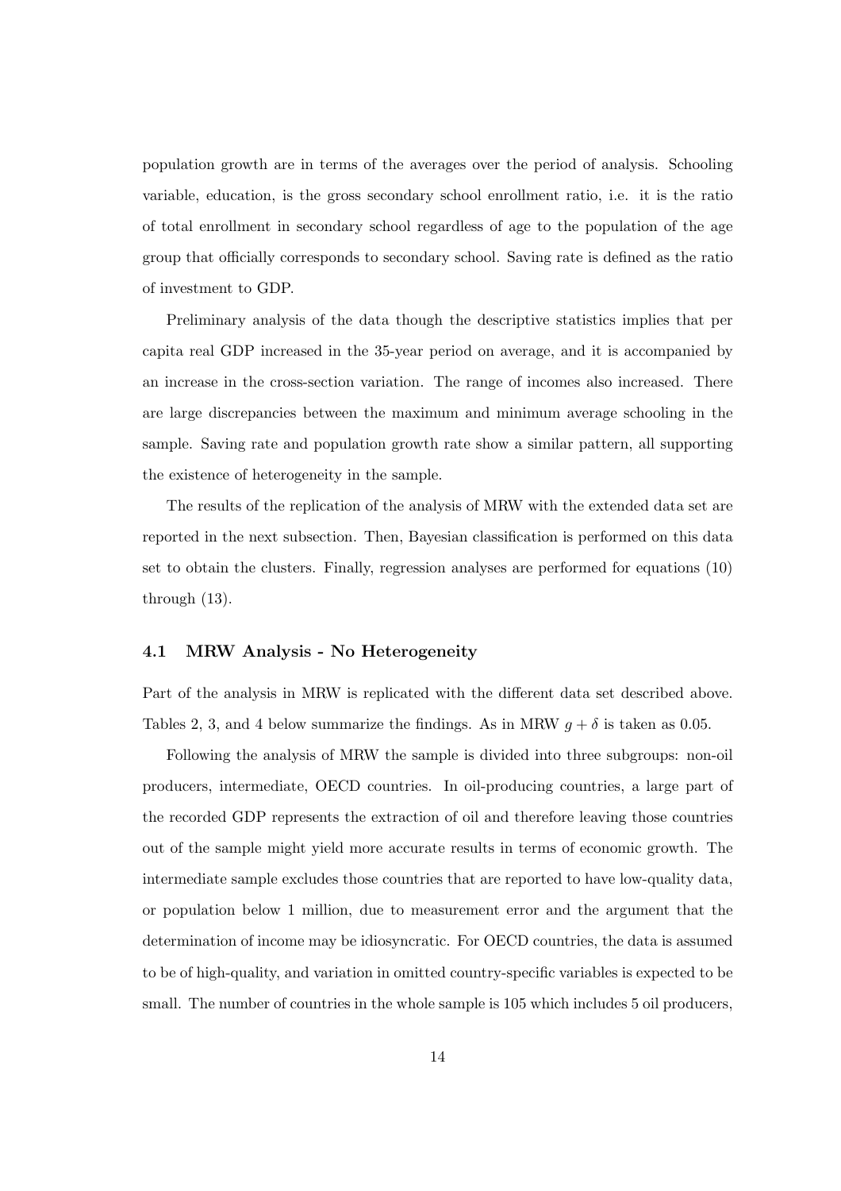population growth are in terms of the averages over the period of analysis. Schooling variable, education, is the gross secondary school enrollment ratio, i.e. it is the ratio of total enrollment in secondary school regardless of age to the population of the age group that officially corresponds to secondary school. Saving rate is defined as the ratio of investment to GDP.

Preliminary analysis of the data though the descriptive statistics implies that per capita real GDP increased in the 35-year period on average, and it is accompanied by an increase in the cross-section variation. The range of incomes also increased. There are large discrepancies between the maximum and minimum average schooling in the sample. Saving rate and population growth rate show a similar pattern, all supporting the existence of heterogeneity in the sample.

The results of the replication of the analysis of MRW with the extended data set are reported in the next subsection. Then, Bayesian classification is performed on this data set to obtain the clusters. Finally, regression analyses are performed for equations (10) through (13).

### 4.1 MRW Analysis - No Heterogeneity

Part of the analysis in MRW is replicated with the different data set described above. Tables 2, 3, and 4 below summarize the findings. As in MRW $g + \delta$ is taken as 0.05.

Following the analysis of MRW the sample is divided into three subgroups: non-oil producers, intermediate, OECD countries. In oil-producing countries, a large part of the recorded GDP represents the extraction of oil and therefore leaving those countries out of the sample might yield more accurate results in terms of economic growth. The intermediate sample excludes those countries that are reported to have low-quality data, or population below 1 million, due to measurement error and the argument that the determination of income may be idiosyncratic. For OECD countries, the data is assumed to be of high-quality, and variation in omitted country-specific variables is expected to be small. The number of countries in the whole sample is 105 which includes 5 oil producers,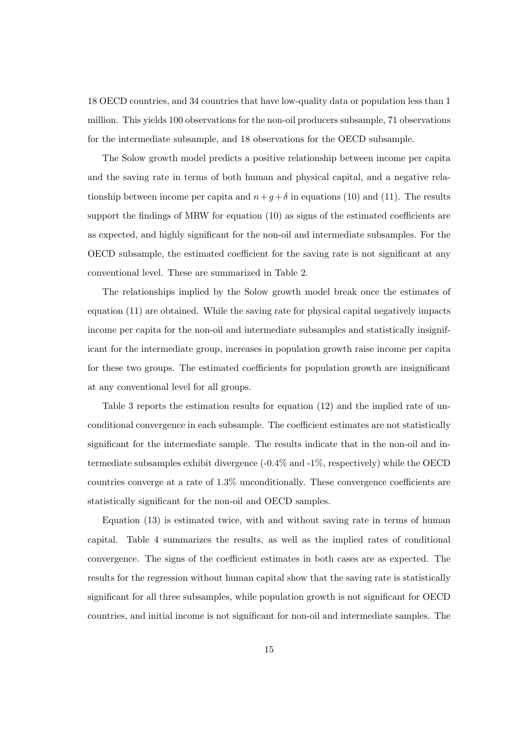18 OECD countries, and 34 countries that have low-quality data or population less than 1 million. This yields 100 observations for the non-oil producers subsample, 71 observations for the intermediate subsample, and 18 observations for the OECD subsample.

The Solow growth model predicts a positive relationship between income per capita and the saving rate in terms of both human and physical capital, and a negative relationship between income per capita and $n + g + \delta$ in equations (10) and (11). The results support the findings of MRW for equation (10) as signs of the estimated coefficients are as expected, and highly significant for the non-oil and intermediate subsamples. For the OECD subsample, the estimated coefficient for the saving rate is not significant at any conventional level. These are summarized in Table 2.

The relationships implied by the Solow growth model break once the estimates of equation (11) are obtained. While the saving rate for physical capital negatively impacts income per capita for the non-oil and intermediate subsamples and statistically insignificant for the intermediate group, increases in population growth raise income per capita for these two groups. The estimated coefficients for population growth are insignificant at any conventional level for all groups.

Table 3 reports the estimation results for equation (12) and the implied rate of unconditional convergence in each subsample. The coefficient estimates are not statistically significant for the intermediate sample. The results indicate that in the non-oil and intermediate subsamples exhibit divergence (-0.4% and -1%, respectively) while the OECD countries converge at a rate of 1.3% unconditionally. These convergence coefficients are statistically significant for the non-oil and OECD samples.

Equation (13) is estimated twice, with and without saving rate in terms of human capital. Table 4 summarizes the results, as well as the implied rates of conditional convergence. The signs of the coefficient estimates in both cases are as expected. The results for the regression without human capital show that the saving rate is statistically significant for all three subsamples, while population growth is not significant for OECD countries, and initial income is not significant for non-oil and intermediate samples. The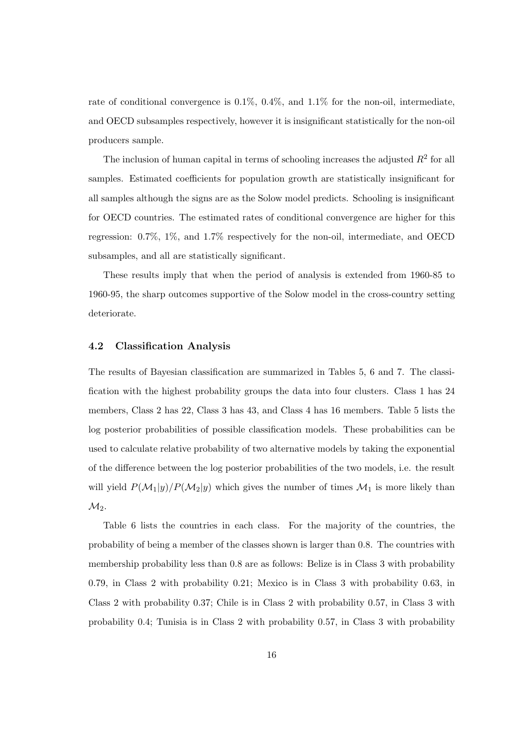rate of conditional convergence is 0.1%, 0.4%, and 1.1% for the non-oil, intermediate, and OECD subsamples respectively, however it is insignificant statistically for the non-oil producers sample.

The inclusion of human capital in terms of schooling increases the adjusted $R^2$ for all samples. Estimated coefficients for population growth are statistically insignificant for all samples although the signs are as the Solow model predicts. Schooling is insignificant for OECD countries. The estimated rates of conditional convergence are higher for this regression: 0.7%, 1%, and 1.7% respectively for the non-oil, intermediate, and OECD subsamples, and all are statistically significant.

These results imply that when the period of analysis is extended from 1960-85 to 1960-95, the sharp outcomes supportive of the Solow model in the cross-country setting deteriorate.

### 4.2 Classification Analysis

The results of Bayesian classification are summarized in Tables 5, 6 and 7. The classification with the highest probability groups the data into four clusters. Class 1 has 24 members, Class 2 has 22, Class 3 has 43, and Class 4 has 16 members. Table 5 lists the log posterior probabilities of possible classification models. These probabilities can be used to calculate relative probability of two alternative models by taking the exponential of the difference between the log posterior probabilities of the two models, i.e. the result will yield $P(\mathcal{M}_1|y)/P(\mathcal{M}_2|y)$ which gives the number of times $\mathcal{M}_1$ is more likely than $\mathcal{M}_2$.

Table 6 lists the countries in each class. For the majority of the countries, the probability of being a member of the classes shown is larger than 0.8. The countries with membership probability less than 0.8 are as follows: Belize is in Class 3 with probability 0.79, in Class 2 with probability 0.21; Mexico is in Class 3 with probability 0.63, in Class 2 with probability 0.37; Chile is in Class 2 with probability 0.57, in Class 3 with probability 0.4; Tunisia is in Class 2 with probability 0.57, in Class 3 with probability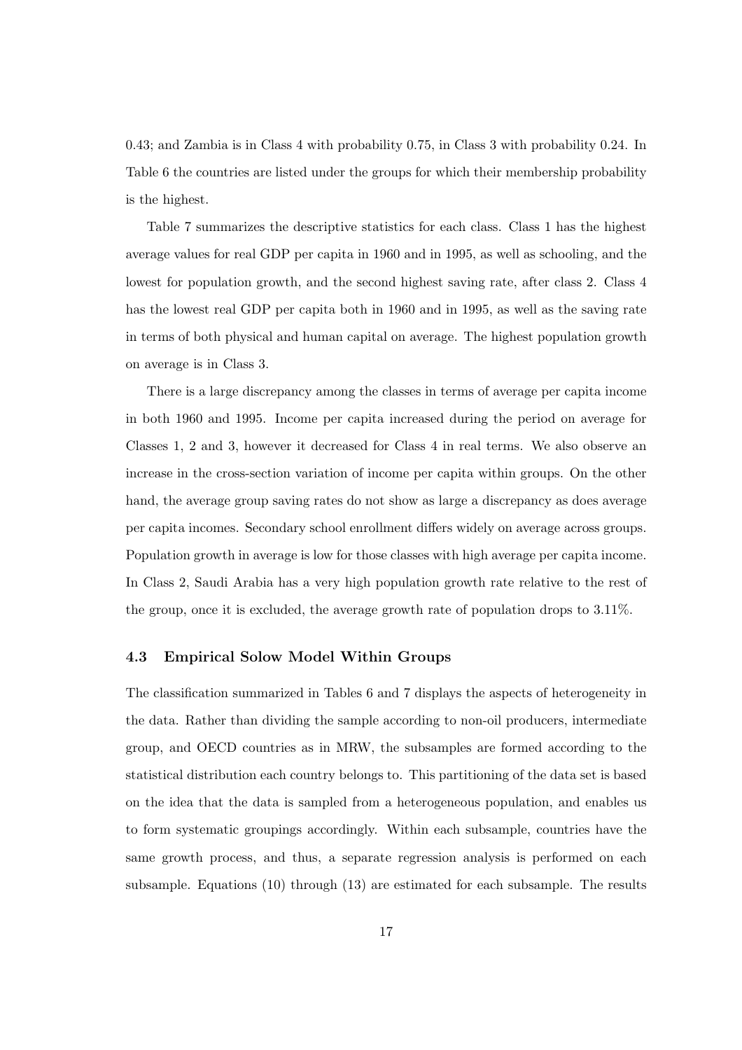0.43; and Zambia is in Class 4 with probability 0.75, in Class 3 with probability 0.24. In Table 6 the countries are listed under the groups for which their membership probability is the highest.

Table 7 summarizes the descriptive statistics for each class. Class 1 has the highest average values for real GDP per capita in 1960 and in 1995, as well as schooling, and the lowest for population growth, and the second highest saving rate, after class 2. Class 4 has the lowest real GDP per capita both in 1960 and in 1995, as well as the saving rate in terms of both physical and human capital on average. The highest population growth on average is in Class 3.

There is a large discrepancy among the classes in terms of average per capita income in both 1960 and 1995. Income per capita increased during the period on average for Classes 1, 2 and 3, however it decreased for Class 4 in real terms. We also observe an increase in the cross-section variation of income per capita within groups. On the other hand, the average group saving rates do not show as large a discrepancy as does average per capita incomes. Secondary school enrollment differs widely on average across groups. Population growth in average is low for those classes with high average per capita income. In Class 2, Saudi Arabia has a very high population growth rate relative to the rest of the group, once it is excluded, the average growth rate of population drops to 3.11%.

### 4.3 Empirical Solow Model Within Groups

The classification summarized in Tables 6 and 7 displays the aspects of heterogeneity in the data. Rather than dividing the sample according to non-oil producers, intermediate group, and OECD countries as in MRW, the subsamples are formed according to the statistical distribution each country belongs to. This partitioning of the data set is based on the idea that the data is sampled from a heterogeneous population, and enables us to form systematic groupings accordingly. Within each subsample, countries have the same growth process, and thus, a separate regression analysis is performed on each subsample. Equations (10) through (13) are estimated for each subsample. The results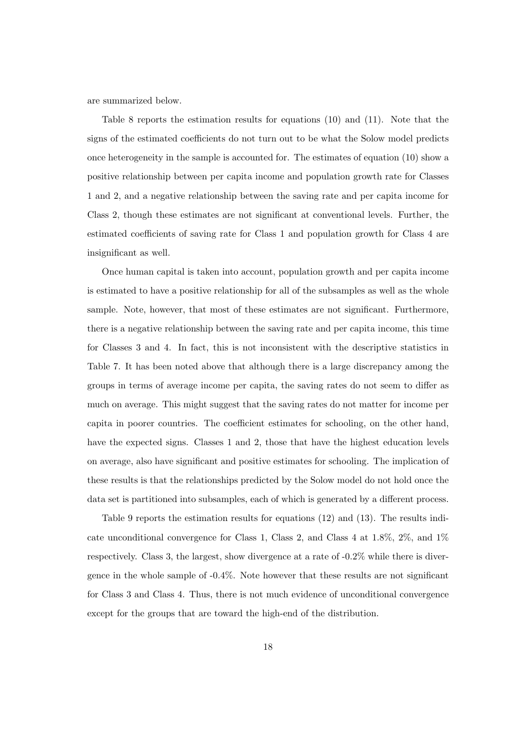are summarized below.

Table 8 reports the estimation results for equations (10) and (11). Note that the signs of the estimated coefficients do not turn out to be what the Solow model predicts once heterogeneity in the sample is accounted for. The estimates of equation (10) show a positive relationship between per capita income and population growth rate for Classes 1 and 2, and a negative relationship between the saving rate and per capita income for Class 2, though these estimates are not significant at conventional levels. Further, the estimated coefficients of saving rate for Class 1 and population growth for Class 4 are insignificant as well.

Once human capital is taken into account, population growth and per capita income is estimated to have a positive relationship for all of the subsamples as well as the whole sample. Note, however, that most of these estimates are not significant. Furthermore, there is a negative relationship between the saving rate and per capita income, this time for Classes 3 and 4. In fact, this is not inconsistent with the descriptive statistics in Table 7. It has been noted above that although there is a large discrepancy among the groups in terms of average income per capita, the saving rates do not seem to differ as much on average. This might suggest that the saving rates do not matter for income per capita in poorer countries. The coefficient estimates for schooling, on the other hand, have the expected signs. Classes 1 and 2, those that have the highest education levels on average, also have significant and positive estimates for schooling. The implication of these results is that the relationships predicted by the Solow model do not hold once the data set is partitioned into subsamples, each of which is generated by a different process.

Table 9 reports the estimation results for equations (12) and (13). The results indicate unconditional convergence for Class 1, Class 2, and Class 4 at 1.8%, 2%, and 1% respectively. Class 3, the largest, show divergence at a rate of -0.2% while there is divergence in the whole sample of -0.4%. Note however that these results are not significant for Class 3 and Class 4. Thus, there is not much evidence of unconditional convergence except for the groups that are toward the high-end of the distribution.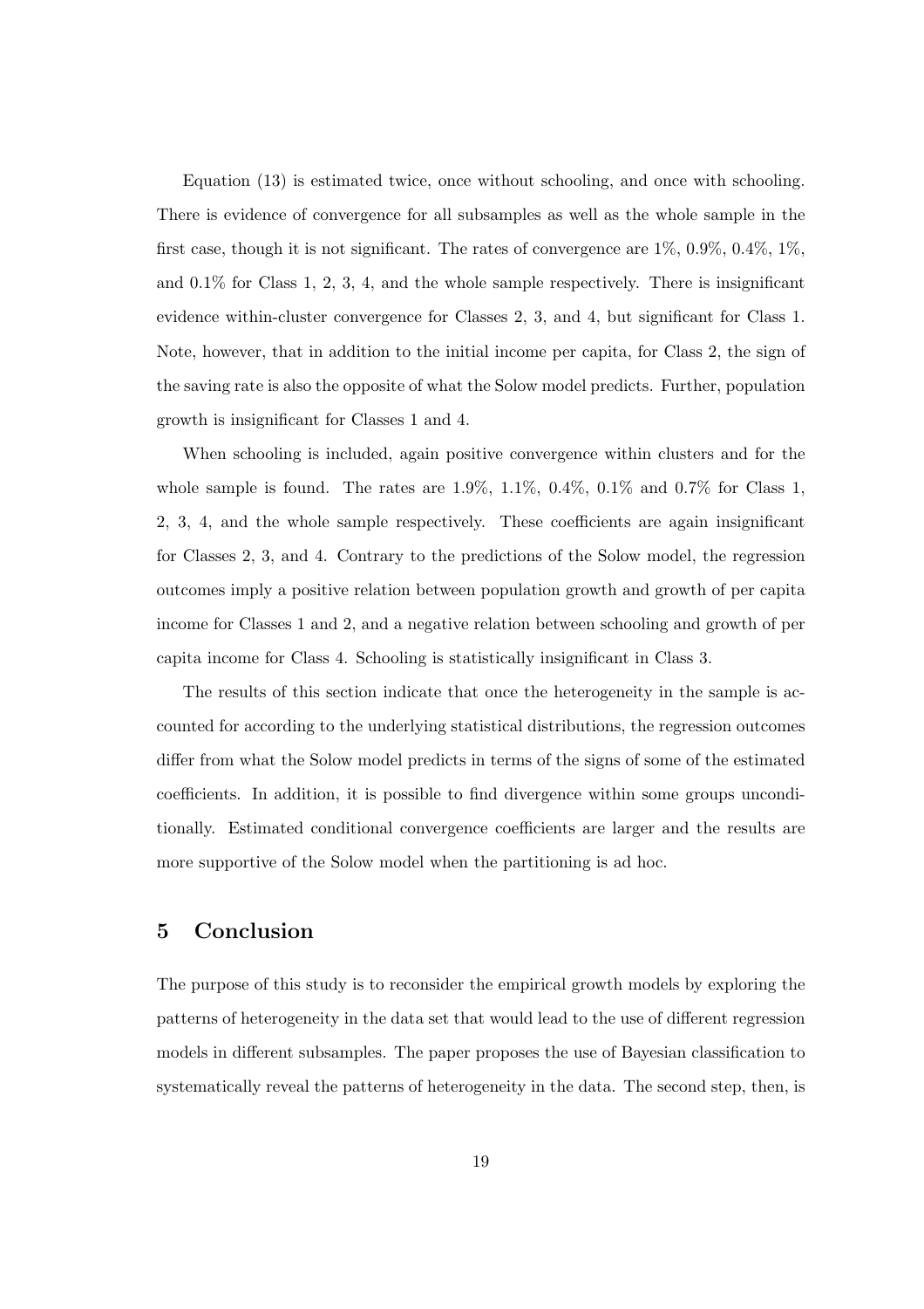Equation (13) is estimated twice, once without schooling, and once with schooling. There is evidence of convergence for all subsamples as well as the whole sample in the first case, though it is not significant. The rates of convergence are 1%, 0.9%, 0.4%, 1%, and 0.1% for Class 1, 2, 3, 4, and the whole sample respectively. There is insignificant evidence within-cluster convergence for Classes 2, 3, and 4, but significant for Class 1. Note, however, that in addition to the initial income per capita, for Class 2, the sign of the saving rate is also the opposite of what the Solow model predicts. Further, population growth is insignificant for Classes 1 and 4.

When schooling is included, again positive convergence within clusters and for the whole sample is found. The rates are 1.9%, 1.1%, 0.4%, 0.1% and 0.7% for Class 1, 2, 3, 4, and the whole sample respectively. These coefficients are again insignificant for Classes 2, 3, and 4. Contrary to the predictions of the Solow model, the regression outcomes imply a positive relation between population growth and growth of per capita income for Classes 1 and 2, and a negative relation between schooling and growth of per capita income for Class 4. Schooling is statistically insignificant in Class 3.

The results of this section indicate that once the heterogeneity in the sample is accounted for according to the underlying statistical distributions, the regression outcomes differ from what the Solow model predicts in terms of the signs of some of the estimated coefficients. In addition, it is possible to find divergence within some groups unconditionally. Estimated conditional convergence coefficients are larger and the results are more supportive of the Solow model when the partitioning is ad hoc.

# 5 Conclusion

The purpose of this study is to reconsider the empirical growth models by exploring the patterns of heterogeneity in the data set that would lead to the use of different regression models in different subsamples. The paper proposes the use of Bayesian classification to systematically reveal the patterns of heterogeneity in the data. The second step, then, is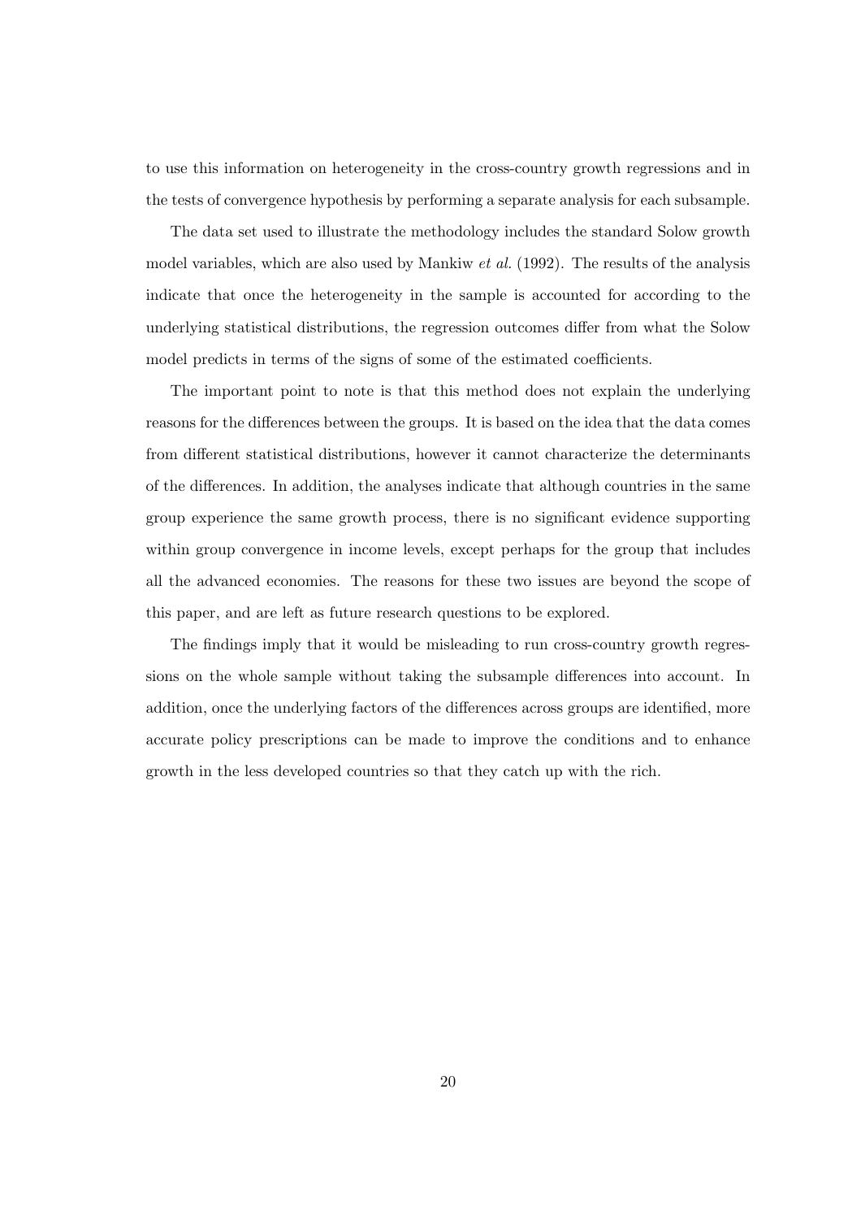to use this information on heterogeneity in the cross-country growth regressions and in the tests of convergence hypothesis by performing a separate analysis for each subsample.

The data set used to illustrate the methodology includes the standard Solow growth model variables, which are also used by Mankiw *et al.* (1992). The results of the analysis indicate that once the heterogeneity in the sample is accounted for according to the underlying statistical distributions, the regression outcomes differ from what the Solow model predicts in terms of the signs of some of the estimated coefficients.

The important point to note is that this method does not explain the underlying reasons for the differences between the groups. It is based on the idea that the data comes from different statistical distributions, however it cannot characterize the determinants of the differences. In addition, the analyses indicate that although countries in the same group experience the same growth process, there is no significant evidence supporting within group convergence in income levels, except perhaps for the group that includes all the advanced economies. The reasons for these two issues are beyond the scope of this paper, and are left as future research questions to be explored.

The findings imply that it would be misleading to run cross-country growth regressions on the whole sample without taking the subsample differences into account. In addition, once the underlying factors of the differences across groups are identified, more accurate policy prescriptions can be made to improve the conditions and to enhance growth in the less developed countries so that they catch up with the rich.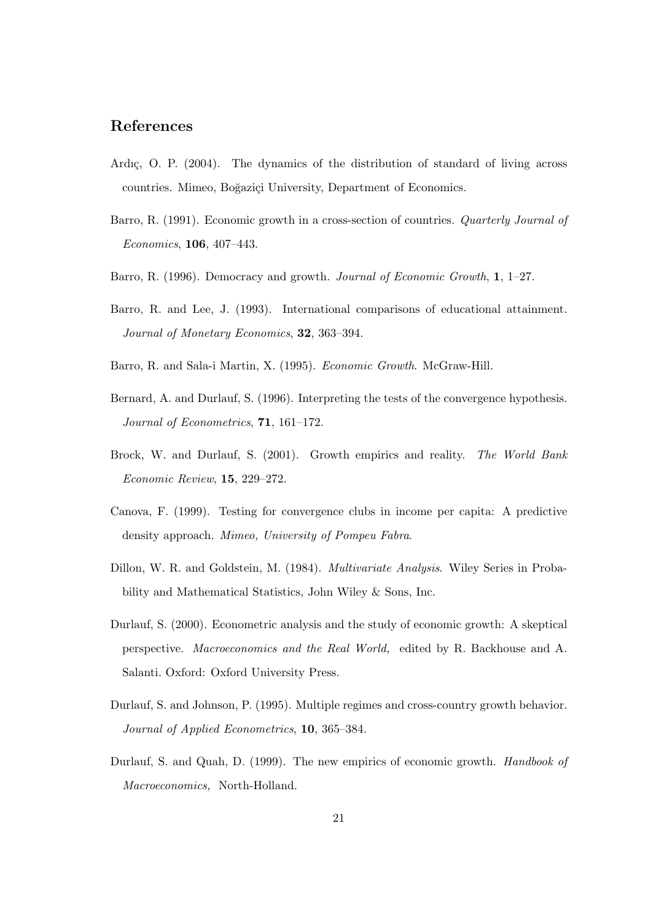## References

Ardıç, O. P. (2004). The dynamics of the distribution of standard of living across countries. Mimeo, Boğaziçi University, Department of Economics.

Barro, R. (1991). Economic growth in a cross-section of countries. *Quarterly Journal of Economics*, **106**, 407–443.

Barro, R. (1996). Democracy and growth. *Journal of Economic Growth*, **1**, 1–27.

Barro, R. and Lee, J. (1993). International comparisons of educational attainment. *Journal of Monetary Economics*, **32**, 363–394.

Barro, R. and Sala-i Martin, X. (1995). *Economic Growth*. McGraw-Hill.

Bernard, A. and Durlauf, S. (1996). Interpreting the tests of the convergence hypothesis. *Journal of Econometrics*, **71**, 161–172.

Brock, W. and Durlauf, S. (2001). Growth empirics and reality. *The World Bank Economic Review*, **15**, 229–272.

Canova, F. (1999). Testing for convergence clubs in income per capita: A predictive density approach. *Mimeo, University of Pompeu Fabra*.

Dillon, W. R. and Goldstein, M. (1984). *Multivariate Analysis*. Wiley Series in Probability and Mathematical Statistics, John Wiley & Sons, Inc.

Durlauf, S. (2000). Econometric analysis and the study of economic growth: A skeptical perspective. *Macroeconomics and the Real World,* edited by R. Backhouse and A. Salanti. Oxford: Oxford University Press.

Durlauf, S. and Johnson, P. (1995). Multiple regimes and cross-country growth behavior. *Journal of Applied Econometrics*, **10**, 365–384.

Durlauf, S. and Quah, D. (1999). The new empirics of economic growth. *Handbook of Macroeconomics,* North-Holland.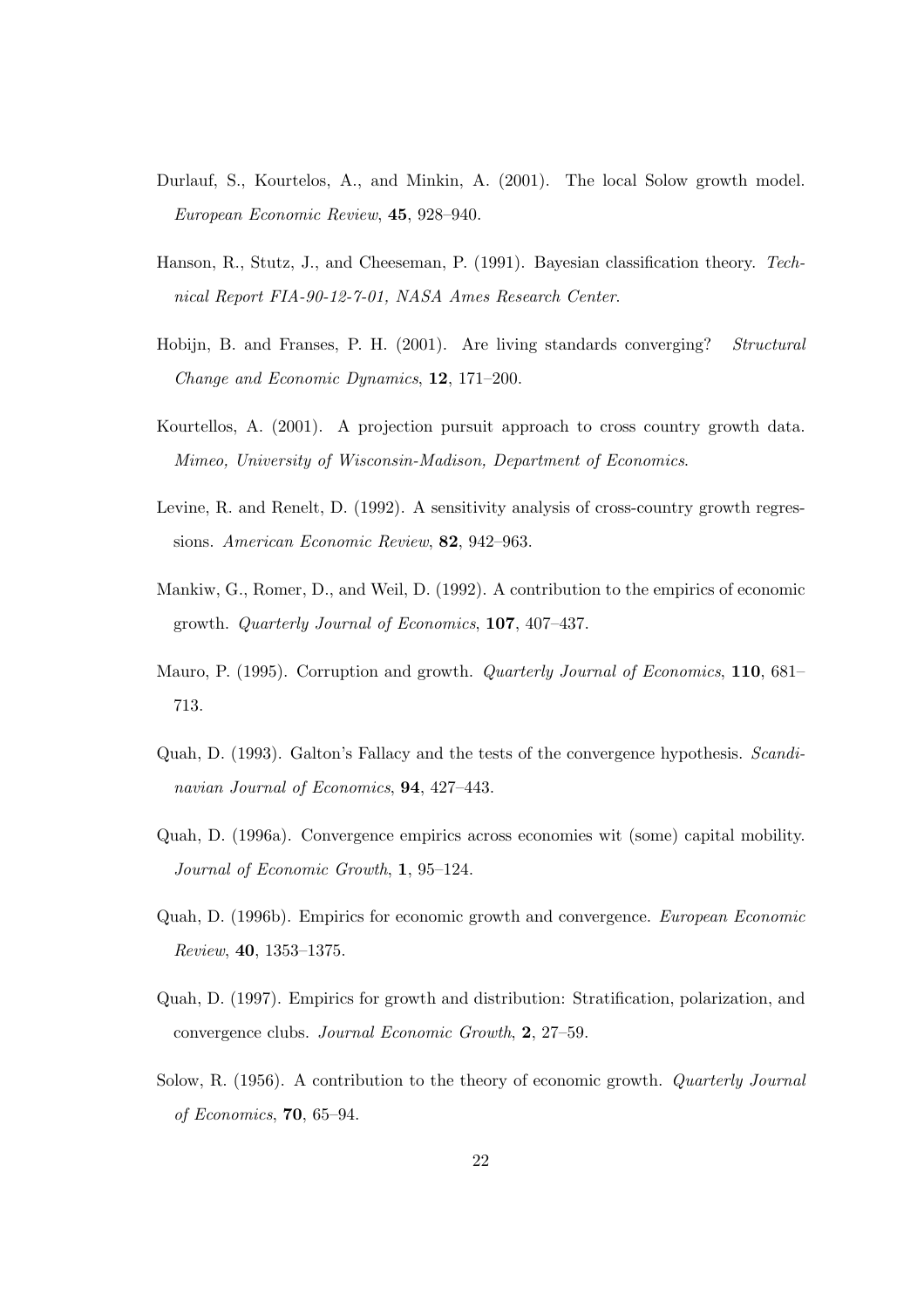Durlauf, S., Kourtelos, A., and Minkin, A. (2001). The local Solow growth model. *European Economic Review*, **45**, 928–940.

Hanson, R., Stutz, J., and Cheeseman, P. (1991). Bayesian classification theory. *Technical Report FIA-90-12-7-01, NASA Ames Research Center*.

Hobijn, B. and Franses, P. H. (2001). Are living standards converging? *Structural Change and Economic Dynamics*, **12**, 171–200.

Kourtellos, A. (2001). A projection pursuit approach to cross country growth data. *Mimeo, University of Wisconsin-Madison, Department of Economics*.

Levine, R. and Renelt, D. (1992). A sensitivity analysis of cross-country growth regressions. *American Economic Review*, **82**, 942–963.

Mankiw, G., Romer, D., and Weil, D. (1992). A contribution to the empirics of economic growth. *Quarterly Journal of Economics*, **107**, 407–437.

Mauro, P. (1995). Corruption and growth. *Quarterly Journal of Economics*, **110**, 681–713.

Quah, D. (1993). Galton's Fallacy and the tests of the convergence hypothesis. *Scandinavian Journal of Economics*, **94**, 427–443.

Quah, D. (1996a). Convergence empirics across economies wit (some) capital mobility. *Journal of Economic Growth*, **1**, 95–124.

Quah, D. (1996b). Empirics for economic growth and convergence. *European Economic Review*, **40**, 1353–1375.

Quah, D. (1997). Empirics for growth and distribution: Stratification, polarization, and convergence clubs. *Journal Economic Growth*, **2**, 27–59.

Solow, R. (1956). A contribution to the theory of economic growth. *Quarterly Journal of Economics*, **70**, 65–94.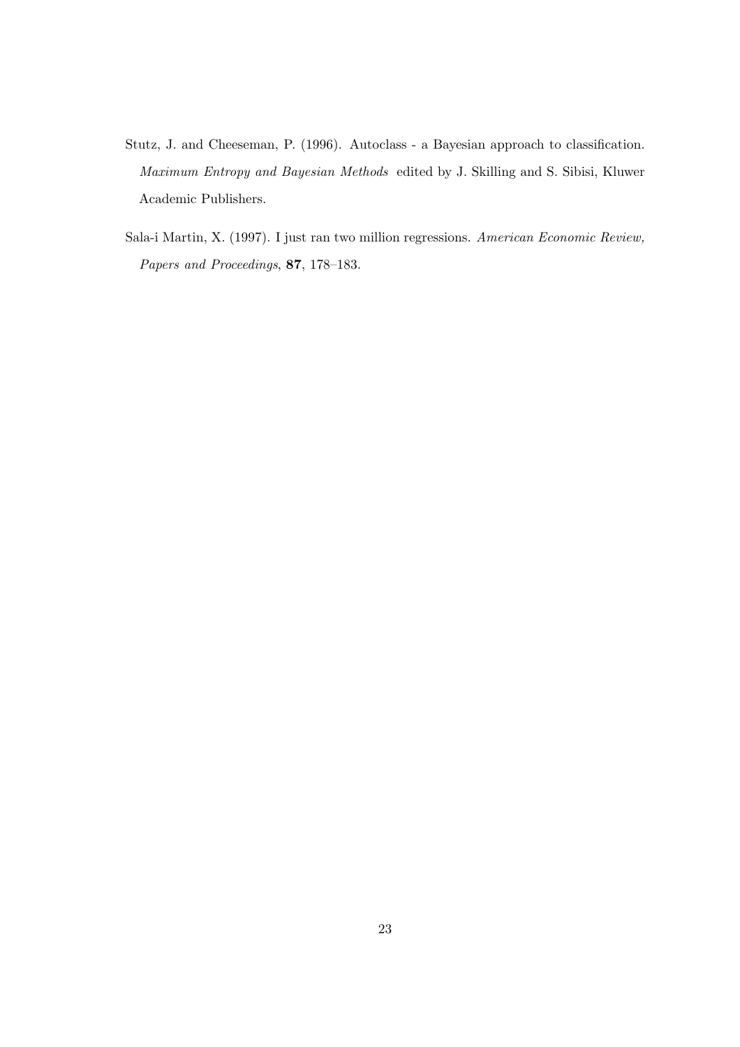Stutz, J. and Cheeseman, P. (1996). Autoclass - a Bayesian approach to classification. *Maximum Entropy and Bayesian Methods* edited by J. Skilling and S. Sibisi, Kluwer Academic Publishers.

Sala-i Martin, X. (1997). I just ran two million regressions. *American Economic Review, Papers and Proceedings*, **87**, 178–183.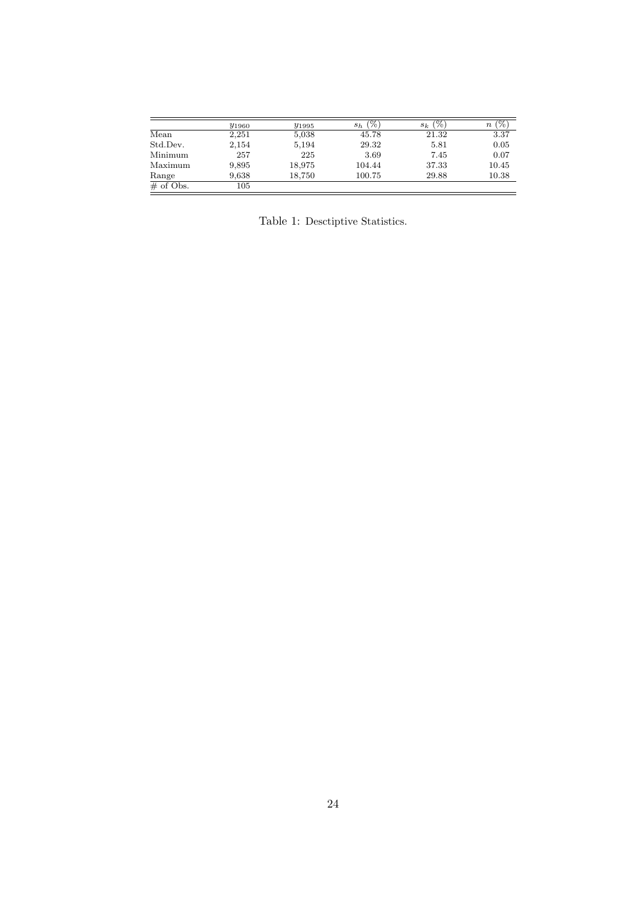|  | $y_{1960}$ | $y_{1995}$ | $s_h$ (%) | $s_k$ (%) | $n$ (%) |
|---|---|---|---|---|---|
| Mean | 2,251 | 5,038 | 45.78 | 21.32 | 3.37 |
| Std.Dev. | 2,154 | 5,194 | 29.32 | 5.81 | 0.05 |
| Minimum | 257 | 225 | 3.69 | 7.45 | 0.07 |
| Maximum | 9,895 | 18,975 | 104.44 | 37.33 | 10.45 |
| Range | 9,638 | 18,750 | 100.75 | 29.88 | 10.38 |
| # of Obs. | 105 |  |  |  |  |

Table 1: Desctiptive Statistics.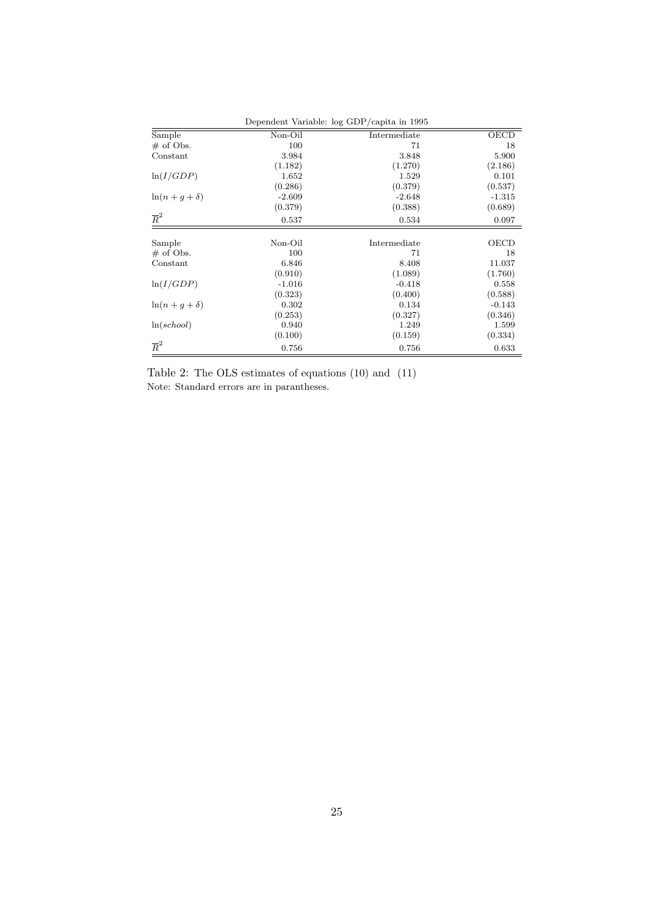Dependent Variable: log GDP/capita in 1995

| Sample | Non-Oil | Intermediate | OECD |
|---|---|---|---|
| # of Obs. | 100 | 71 | 18 |
| Constant | 3.984 | 3.848 | 5.900 |
| | (1.182) | (1.270) | (2.186) |
| $\ln(I/GDP)$ | 1.652 | 1.529 | 0.101 |
| | (0.286) | (0.379) | (0.537) |
| $\ln(n+g+\delta)$ | -2.609 | -2.648 | -1.315 |
| | (0.379) | (0.388) | (0.689) |
| $\overline{R}^2$ | 0.537 | 0.534 | 0.097 |

| Sample | Non-Oil | Intermediate | OECD |
|---|---|---|---|
| # of Obs. | 100 | 71 | 18 |
| Constant | 6.846 | 8.408 | 11.037 |
| | (0.910) | (1.089) | (1.760) |
| $\ln(I/GDP)$ | -1.016 | -0.418 | 0.558 |
| | (0.323) | (0.400) | (0.588) |
| $\ln(n+g+\delta)$ | 0.302 | 0.134 | -0.143 |
| | (0.253) | (0.327) | (0.346) |
| $\ln(school)$ | 0.940 | 1.249 | 1.599 |
| | (0.100) | (0.159) | (0.334) |
| $\overline{R}^2$ | 0.756 | 0.756 | 0.633 |

Table 2: The OLS estimates of equations (10) and (11)

Note: Standard errors are in parantheses.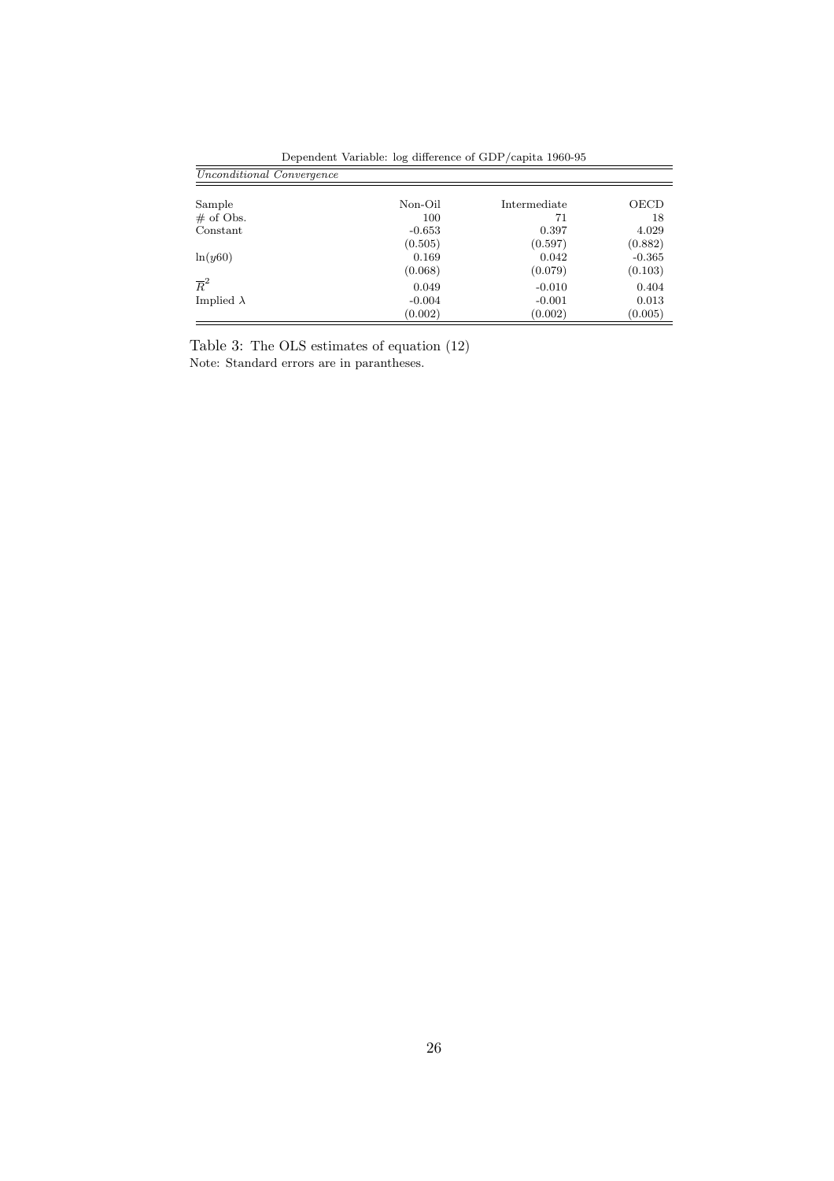Dependent Variable: log difference of GDP/capita 1960-95

| *Unconditional Convergence* | | | |
|---|---|---|---|
| Sample | Non-Oil | Intermediate | OECD |
| # of Obs. | 100 | 71 | 18 |
| Constant | -0.653 | 0.397 | 4.029 |
| | (0.505) | (0.597) | (0.882) |
| $\ln(y60)$ | 0.169 | 0.042 | -0.365 |
| | (0.068) | (0.079) | (0.103) |
| $\overline{R}^2$ | 0.049 | -0.010 | 0.404 |
| Implied $\lambda$ | -0.004 | -0.001 | 0.013 |
| | (0.002) | (0.002) | (0.005) |

Table 3: The OLS estimates of equation (12)

Note: Standard errors are in parantheses.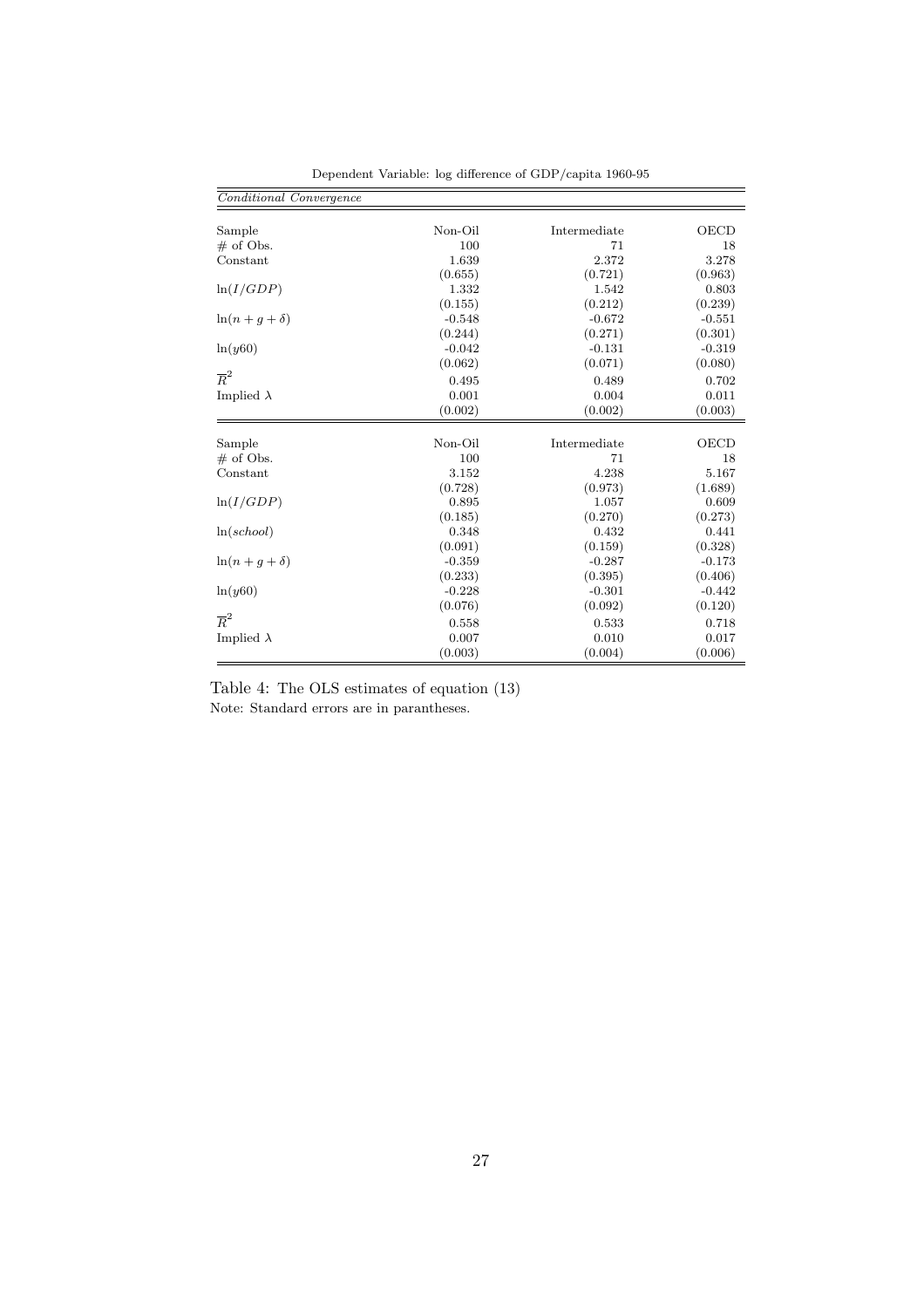Dependent Variable: log difference of GDP/capita 1960-95

| *Conditional Convergence* | | | |
|---|---|---|---|
| Sample | Non-Oil | Intermediate | OECD |
| # of Obs. | 100 | 71 | 18 |
| Constant | 1.639 | 2.372 | 3.278 |
| | (0.655) | (0.721) | (0.963) |
| $\ln(I/GDP)$ | 1.332 | 1.542 | 0.803 |
| | (0.155) | (0.212) | (0.239) |
| $\ln(n+g+\delta)$ | -0.548 | -0.672 | -0.551 |
| | (0.244) | (0.271) | (0.301) |
| $\ln(y60)$ | -0.042 | -0.131 | -0.319 |
| | (0.062) | (0.071) | (0.080) |
| $\overline{R}^2$ | 0.495 | 0.489 | 0.702 |
| Implied $\lambda$ | 0.001 | 0.004 | 0.011 |
| | (0.002) | (0.002) | (0.003) |

| Sample | Non-Oil | Intermediate | OECD |
|---|---|---|---|
| # of Obs. | 100 | 71 | 18 |
| Constant | 3.152 | 4.238 | 5.167 |
| | (0.728) | (0.973) | (1.689) |
| $\ln(I/GDP)$ | 0.895 | 1.057 | 0.609 |
| | (0.185) | (0.270) | (0.273) |
| $\ln(school)$ | 0.348 | 0.432 | 0.441 |
| | (0.091) | (0.159) | (0.328) |
| $\ln(n+g+\delta)$ | -0.359 | -0.287 | -0.173 |
| | (0.233) | (0.395) | (0.406) |
| $\ln(y60)$ | -0.228 | -0.301 | -0.442 |
| | (0.076) | (0.092) | (0.120) |
| $\overline{R}^2$ | 0.558 | 0.533 | 0.718 |
| Implied $\lambda$ | 0.007 | 0.010 | 0.017 |
| | (0.003) | (0.004) | (0.006) |

Table 4: The OLS estimates of equation (13)

Note: Standard errors are in parantheses.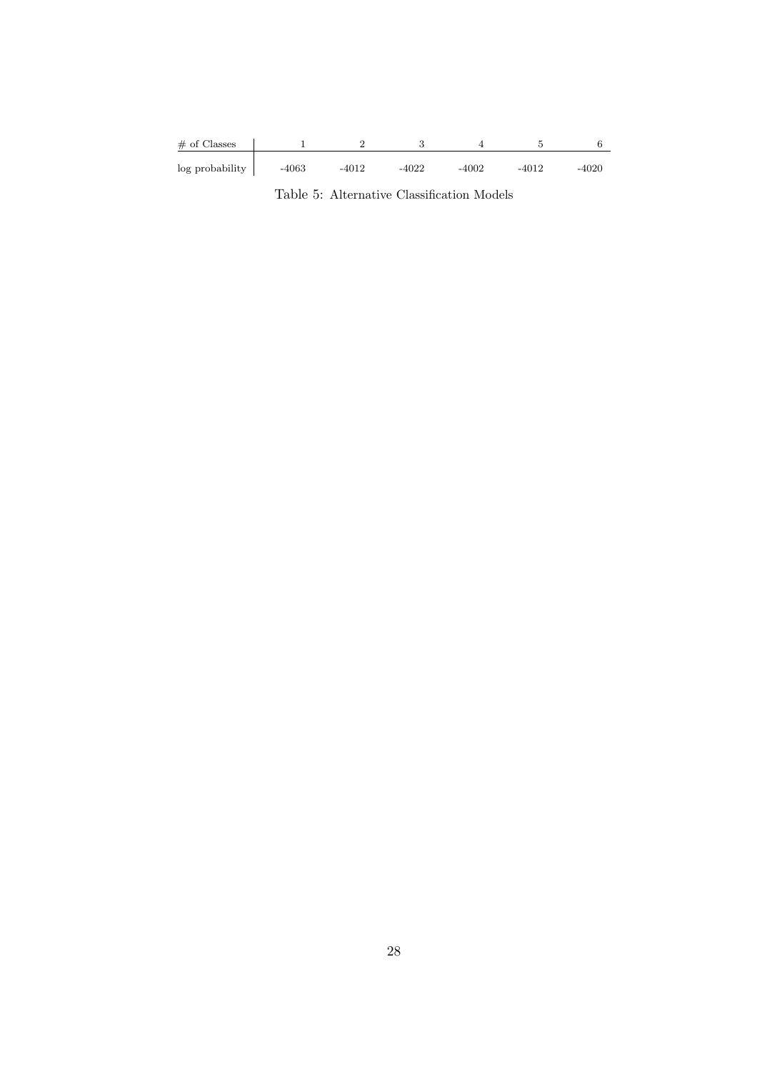| # of Classes | 1 | 2 | 3 | 4 | 5 | 6 |
|---|---|---|---|---|---|---|
| log probability | -4063 | -4012 | -4022 | -4002 | -4012 | -4020 |

Table 5: Alternative Classification Models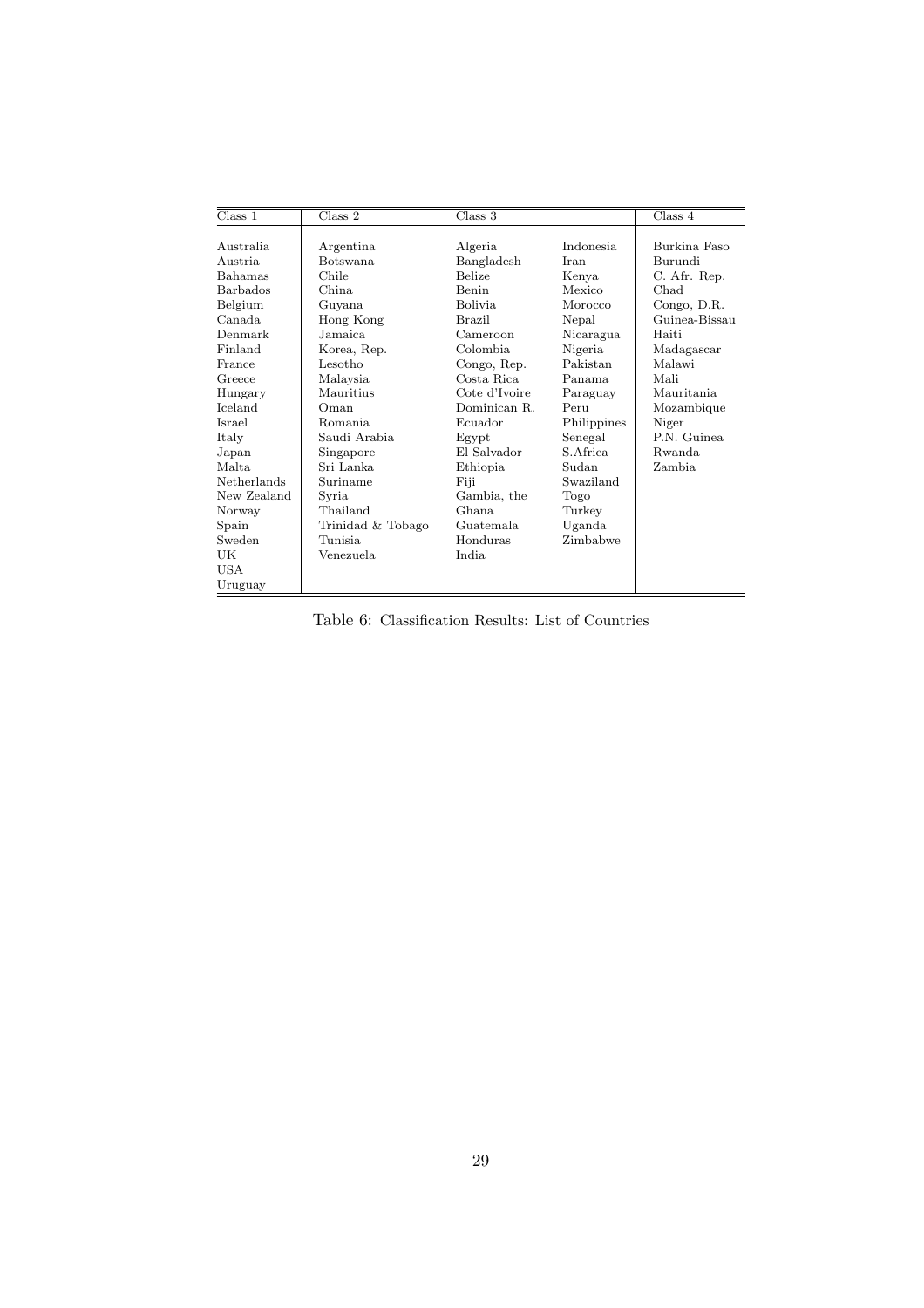| Class 1 | Class 2 | Class 3 | | Class 4 |
|---|---|---|---|---|
| Australia | Argentina | Algeria | Indonesia | Burkina Faso |
| Austria | Botswana | Bangladesh | Iran | Burundi |
| Bahamas | Chile | Belize | Kenya | C. Afr. Rep. |
| Barbados | China | Benin | Mexico | Chad |
| Belgium | Guyana | Bolivia | Morocco | Congo, D.R. |
| Canada | Hong Kong | Brazil | Nepal | Guinea-Bissau |
| Denmark | Jamaica | Cameroon | Nicaragua | Haiti |
| Finland | Korea, Rep. | Colombia | Nigeria | Madagascar |
| France | Lesotho | Congo, Rep. | Pakistan | Malawi |
| Greece | Malaysia | Costa Rica | Panama | Mali |
| Hungary | Mauritius | Cote d'Ivoire | Paraguay | Mauritania |
| Iceland | Oman | Dominican R. | Peru | Mozambique |
| Israel | Romania | Ecuador | Philippines | Niger |
| Italy | Saudi Arabia | Egypt | Senegal | P.N. Guinea |
| Japan | Singapore | El Salvador | S.Africa | Rwanda |
| Malta | Sri Lanka | Ethiopia | Sudan | Zambia |
| Netherlands | Suriname | Fiji | Swaziland | |
| New Zealand | Syria | Gambia, the | Togo | |
| Norway | Thailand | Ghana | Turkey | |
| Spain | Trinidad & Tobago | Guatemala | Uganda | |
| Sweden | Tunisia | Honduras | Zimbabwe | |
| UK | Venezuela | India | | |
| USA | | | | |
| Uruguay | | | | |

Table 6: Classification Results: List of Countries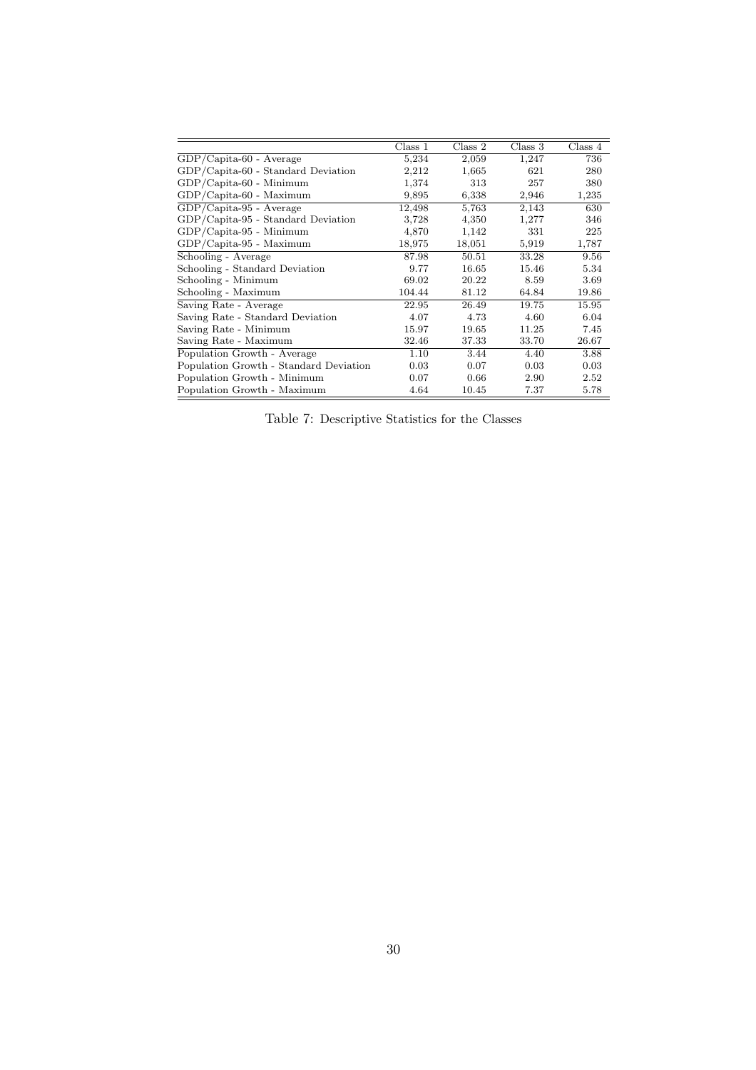| | Class 1 | Class 2 | Class 3 | Class 4 |
|---|---|---|---|---|
| GDP/Capita-60 - Average | 5,234 | 2,059 | 1,247 | 736 |
| GDP/Capita-60 - Standard Deviation | 2,212 | 1,665 | 621 | 280 |
| GDP/Capita-60 - Minimum | 1,374 | 313 | 257 | 380 |
| GDP/Capita-60 - Maximum | 9,895 | 6,338 | 2,946 | 1,235 |
| GDP/Capita-95 - Average | 12,498 | 5,763 | 2,143 | 630 |
| GDP/Capita-95 - Standard Deviation | 3,728 | 4,350 | 1,277 | 346 |
| GDP/Capita-95 - Minimum | 4,870 | 1,142 | 331 | 225 |
| GDP/Capita-95 - Maximum | 18,975 | 18,051 | 5,919 | 1,787 |
| Schooling - Average | 87.98 | 50.51 | 33.28 | 9.56 |
| Schooling - Standard Deviation | 9.77 | 16.65 | 15.46 | 5.34 |
| Schooling - Minimum | 69.02 | 20.22 | 8.59 | 3.69 |
| Schooling - Maximum | 104.44 | 81.12 | 64.84 | 19.86 |
| Saving Rate - Average | 22.95 | 26.49 | 19.75 | 15.95 |
| Saving Rate - Standard Deviation | 4.07 | 4.73 | 4.60 | 6.04 |
| Saving Rate - Minimum | 15.97 | 19.65 | 11.25 | 7.45 |
| Saving Rate - Maximum | 32.46 | 37.33 | 33.70 | 26.67 |
| Population Growth - Average | 1.10 | 3.44 | 4.40 | 3.88 |
| Population Growth - Standard Deviation | 0.03 | 0.07 | 0.03 | 0.03 |
| Population Growth - Minimum | 0.07 | 0.66 | 2.90 | 2.52 |
| Population Growth - Maximum | 4.64 | 10.45 | 7.37 | 5.78 |

Table 7: Descriptive Statistics for the Classes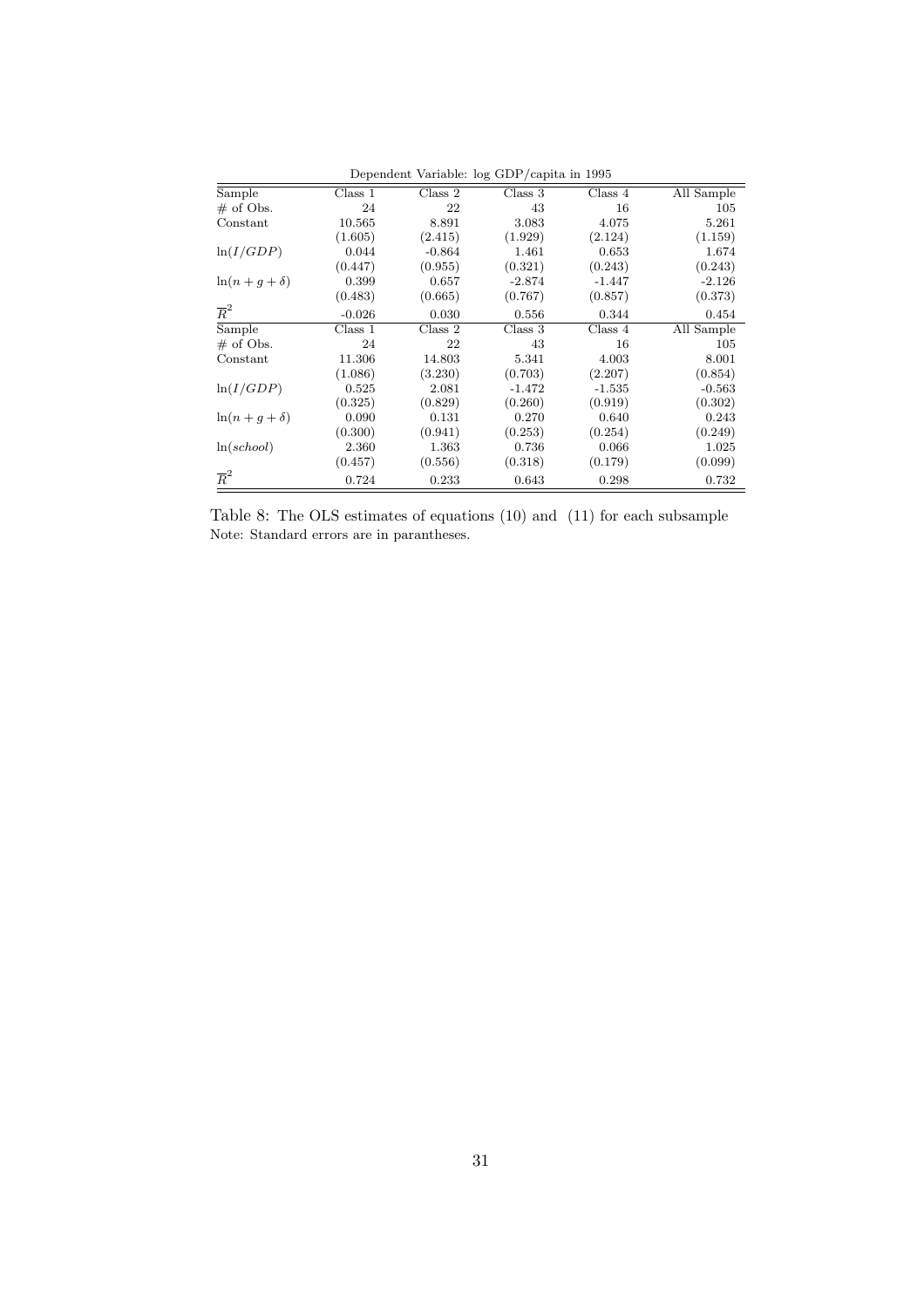Dependent Variable: log GDP/capita in 1995

| Sample | Class 1 | Class 2 | Class 3 | Class 4 | All Sample |
|---|---|---|---|---|---|
| # of Obs. | 24 | 22 | 43 | 16 | 105 |
| Constant | 10.565 | 8.891 | 3.083 | 4.075 | 5.261 |
| | (1.605) | (2.415) | (1.929) | (2.124) | (1.159) |
| $\ln(I/GDP)$ | 0.044 | -0.864 | 1.461 | 0.653 | 1.674 |
| | (0.447) | (0.955) | (0.321) | (0.243) | (0.243) |
| $\ln(n+g+\delta)$ | 0.399 | 0.657 | -2.874 | -1.447 | -2.126 |
| | (0.483) | (0.665) | (0.767) | (0.857) | (0.373) |
| $\overline{R}^2$ | -0.026 | 0.030 | 0.556 | 0.344 | 0.454 |
| Sample | Class 1 | Class 2 | Class 3 | Class 4 | All Sample |
| # of Obs. | 24 | 22 | 43 | 16 | 105 |
| Constant | 11.306 | 14.803 | 5.341 | 4.003 | 8.001 |
| | (1.086) | (3.230) | (0.703) | (2.207) | (0.854) |
| $\ln(I/GDP)$ | 0.525 | 2.081 | -1.472 | -1.535 | -0.563 |
| | (0.325) | (0.829) | (0.260) | (0.919) | (0.302) |
| $\ln(n+g+\delta)$ | 0.090 | 0.131 | 0.270 | 0.640 | 0.243 |
| | (0.300) | (0.941) | (0.253) | (0.254) | (0.249) |
| $\ln(school)$ | 2.360 | 1.363 | 0.736 | 0.066 | 1.025 |
| | (0.457) | (0.556) | (0.318) | (0.179) | (0.099) |
| $\overline{R}^2$ | 0.724 | 0.233 | 0.643 | 0.298 | 0.732 |

Table 8: The OLS estimates of equations (10) and (11) for each subsample
Note: Standard errors are in parantheses.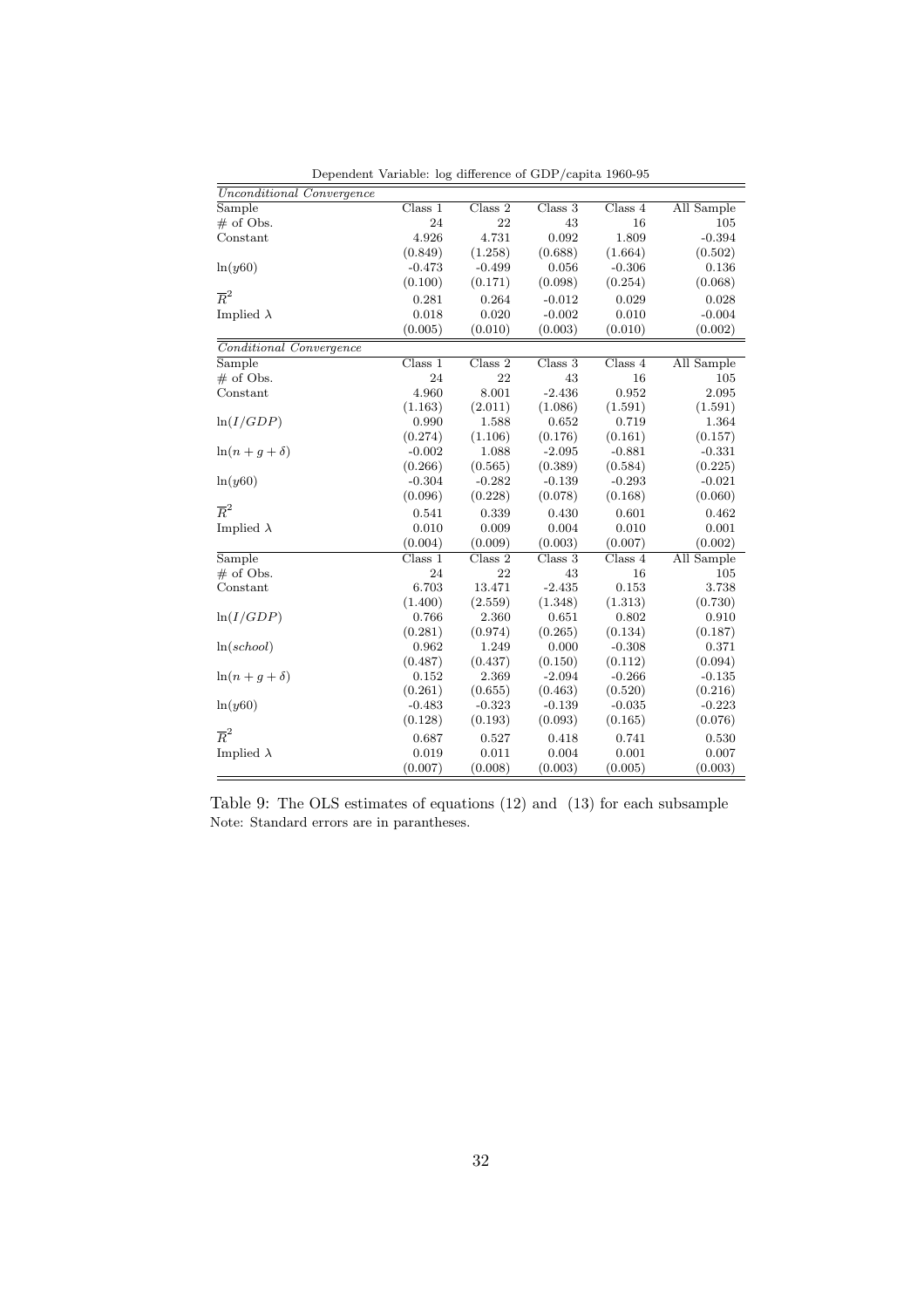Dependent Variable: log difference of GDP/capita 1960-95

| | | | | | |
|---|---|---|---|---|---|
| *Unconditional Convergence* | | | | | |
| Sample | Class 1 | Class 2 | Class 3 | Class 4 | All Sample |
| # of Obs. | 24 | 22 | 43 | 16 | 105 |
| Constant | 4.926 | 4.731 | 0.092 | 1.809 | -0.394 |
| | (0.849) | (1.258) | (0.688) | (1.664) | (0.502) |
| $\ln(y60)$ | -0.473 | -0.499 | 0.056 | -0.306 | 0.136 |
| | (0.100) | (0.171) | (0.098) | (0.254) | (0.068) |
| $\overline{R}^2$ | 0.281 | 0.264 | -0.012 | 0.029 | 0.028 |
| Implied $\lambda$ | 0.018 | 0.020 | -0.002 | 0.010 | -0.004 |
| | (0.005) | (0.010) | (0.003) | (0.010) | (0.002) |
| *Conditional Convergence* | | | | | |
| Sample | Class 1 | Class 2 | Class 3 | Class 4 | All Sample |
| # of Obs. | 24 | 22 | 43 | 16 | 105 |
| Constant | 4.960 | 8.001 | -2.436 | 0.952 | 2.095 |
| | (1.163) | (2.011) | (1.086) | (1.591) | (1.591) |
| $\ln(I/GDP)$ | 0.990 | 1.588 | 0.652 | 0.719 | 1.364 |
| | (0.274) | (1.106) | (0.176) | (0.161) | (0.157) |
| $\ln(n+g+\delta)$ | -0.002 | 1.088 | -2.095 | -0.881 | -0.331 |
| | (0.266) | (0.565) | (0.389) | (0.584) | (0.225) |
| $\ln(y60)$ | -0.304 | -0.282 | -0.139 | -0.293 | -0.021 |
| | (0.096) | (0.228) | (0.078) | (0.168) | (0.060) |
| $\overline{R}^2$ | 0.541 | 0.339 | 0.430 | 0.601 | 0.462 |
| Implied $\lambda$ | 0.010 | 0.009 | 0.004 | 0.010 | 0.001 |
| | (0.004) | (0.009) | (0.003) | (0.007) | (0.002) |
| Sample | Class 1 | Class 2 | Class 3 | Class 4 | All Sample |
| # of Obs. | 24 | 22 | 43 | 16 | 105 |
| Constant | 6.703 | 13.471 | -2.435 | 0.153 | 3.738 |
| | (1.400) | (2.559) | (1.348) | (1.313) | (0.730) |
| $\ln(I/GDP)$ | 0.766 | 2.360 | 0.651 | 0.802 | 0.910 |
| | (0.281) | (0.974) | (0.265) | (0.134) | (0.187) |
| $\ln(school)$ | 0.962 | 1.249 | 0.000 | -0.308 | 0.371 |
| | (0.487) | (0.437) | (0.150) | (0.112) | (0.094) |
| $\ln(n+g+\delta)$ | 0.152 | 2.369 | -2.094 | -0.266 | -0.135 |
| | (0.261) | (0.655) | (0.463) | (0.520) | (0.216) |
| $\ln(y60)$ | -0.483 | -0.323 | -0.139 | -0.035 | -0.223 |
| | (0.128) | (0.193) | (0.093) | (0.165) | (0.076) |
| $\overline{R}^2$ | 0.687 | 0.527 | 0.418 | 0.741 | 0.530 |
| Implied $\lambda$ | 0.019 | 0.011 | 0.004 | 0.001 | 0.007 |
| | (0.007) | (0.008) | (0.003) | (0.005) | (0.003) |

Table 9: The OLS estimates of equations (12) and (13) for each subsample
Note: Standard errors are in parantheses.